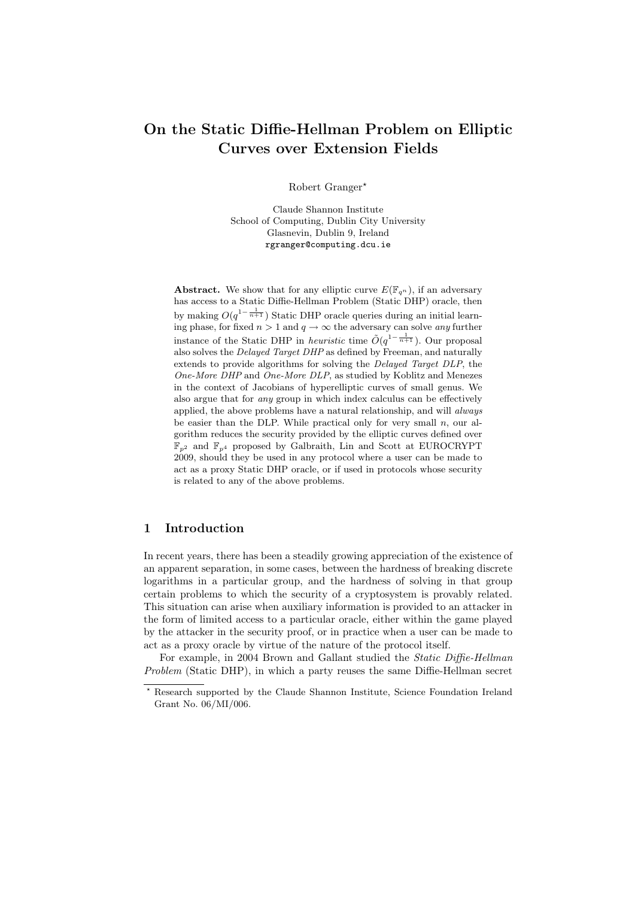# On the Static Diffie-Hellman Problem on Elliptic Curves over Extension Fields

Robert Granger[*]

Claude Shannon Institute
School of Computing, Dublin City University
Glasnevin, Dublin 9, Ireland
rgranger@computing.dcu.ie

**Abstract.** We show that for any elliptic curve $E(\mathbb{F}_{q^n})$, if an adversary has access to a Static Diffie-Hellman Problem (Static DHP) oracle, then by making $O(q^{1-\frac{1}{n+1}})$ Static DHP oracle queries during an initial learning phase, for fixed $n > 1$ and $q \rightarrow \infty$ the adversary can solve *any* further instance of the Static DHP in *heuristic* time $\tilde{O}(q^{1-\frac{1}{n+1}})$. Our proposal also solves the *Delayed Target DHP* as defined by Freeman, and naturally extends to provide algorithms for solving the *Delayed Target DLP*, the *One-More DHP* and *One-More DLP*, as studied by Koblitz and Menezes in the context of Jacobians of hyperelliptic curves of small genus. We also argue that for *any* group in which index calculus can be effectively applied, the above problems have a natural relationship, and will *always* be easier than the DLP. While practical only for very small $n$, our algorithm reduces the security provided by the elliptic curves defined over $\mathbb{F}_{p^2}$ and $\mathbb{F}_{p^4}$ proposed by Galbraith, Lin and Scott at EUROCRYPT 2009, should they be used in any protocol where a user can be made to act as a proxy Static DHP oracle, or if used in protocols whose security is related to any of the above problems.

## 1 Introduction

In recent years, there has been a steadily growing appreciation of the existence of an apparent separation, in some cases, between the hardness of breaking discrete logarithms in a particular group, and the hardness of solving in that group certain problems to which the security of a cryptosystem is provably related. This situation can arise when auxiliary information is provided to an attacker in the form of limited access to a particular oracle, either within the game played by the attacker in the security proof, or in practice when a user can be made to act as a proxy oracle by virtue of the nature of the protocol itself.

For example, in 2004 Brown and Gallant studied the *Static Diffie-Hellman Problem* (Static DHP), in which a party reuses the same Diffie-Hellman secret

[*] Research supported by the Claude Shannon Institute, Science Foundation Ireland Grant No. 06/MI/006.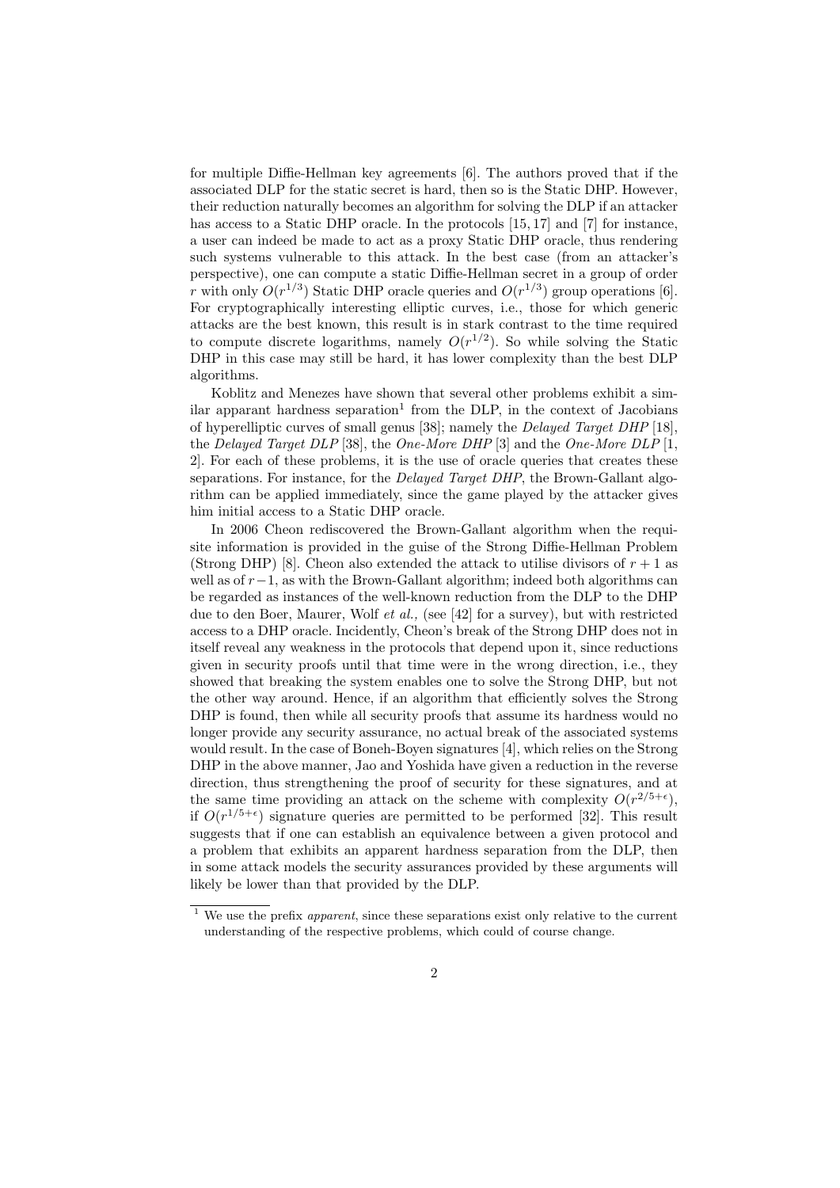for multiple Diffie-Hellman key agreements [6]. The authors proved that if the associated DLP for the static secret is hard, then so is the Static DHP. However, their reduction naturally becomes an algorithm for solving the DLP if an attacker has access to a Static DHP oracle. In the protocols [15, 17] and [7] for instance, a user can indeed be made to act as a proxy Static DHP oracle, thus rendering such systems vulnerable to this attack. In the best case (from an attacker's perspective), one can compute a static Diffie-Hellman secret in a group of order $r$ with only $O(r^{1/3})$ Static DHP oracle queries and $O(r^{1/3})$ group operations [6]. For cryptographically interesting elliptic curves, i.e., those for which generic attacks are the best known, this result is in stark contrast to the time required to compute discrete logarithms, namely $O(r^{1/2})$. So while solving the Static DHP in this case may still be hard, it has lower complexity than the best DLP algorithms.

Koblitz and Menezes have shown that several other problems exhibit a similar apparant hardness separation[1] from the DLP, in the context of Jacobians of hyperelliptic curves of small genus [38]; namely the *Delayed Target DHP* [18], the *Delayed Target DLP* [38], the *One-More DHP* [3] and the *One-More DLP* [1, 2]. For each of these problems, it is the use of oracle queries that creates these separations. For instance, for the *Delayed Target DHP*, the Brown-Gallant algorithm can be applied immediately, since the game played by the attacker gives him initial access to a Static DHP oracle.

In 2006 Cheon rediscovered the Brown-Gallant algorithm when the requisite information is provided in the guise of the Strong Diffie-Hellman Problem (Strong DHP) [8]. Cheon also extended the attack to utilise divisors of $r+1$ as well as of $r-1$, as with the Brown-Gallant algorithm; indeed both algorithms can be regarded as instances of the well-known reduction from the DLP to the DHP due to den Boer, Maurer, Wolf *et al.*, (see [42] for a survey), but with restricted access to a DHP oracle. Incidently, Cheon's break of the Strong DHP does not in itself reveal any weakness in the protocols that depend upon it, since reductions given in security proofs until that time were in the wrong direction, i.e., they showed that breaking the system enables one to solve the Strong DHP, but not the other way around. Hence, if an algorithm that efficiently solves the Strong DHP is found, then while all security proofs that assume its hardness would no longer provide any security assurance, no actual break of the associated systems would result. In the case of Boneh-Boyen signatures [4], which relies on the Strong DHP in the above manner, Jao and Yoshida have given a reduction in the reverse direction, thus strengthening the proof of security for these signatures, and at the same time providing an attack on the scheme with complexity $O(r^{2/5+\epsilon})$, if $O(r^{1/5+\epsilon})$ signature queries are permitted to be performed [32]. This result suggests that if one can establish an equivalence between a given protocol and a problem that exhibits an apparent hardness separation from the DLP, then in some attack models the security assurances provided by these arguments will likely be lower than that provided by the DLP.

[1] We use the prefix *apparent*, since these separations exist only relative to the current understanding of the respective problems, which could of course change.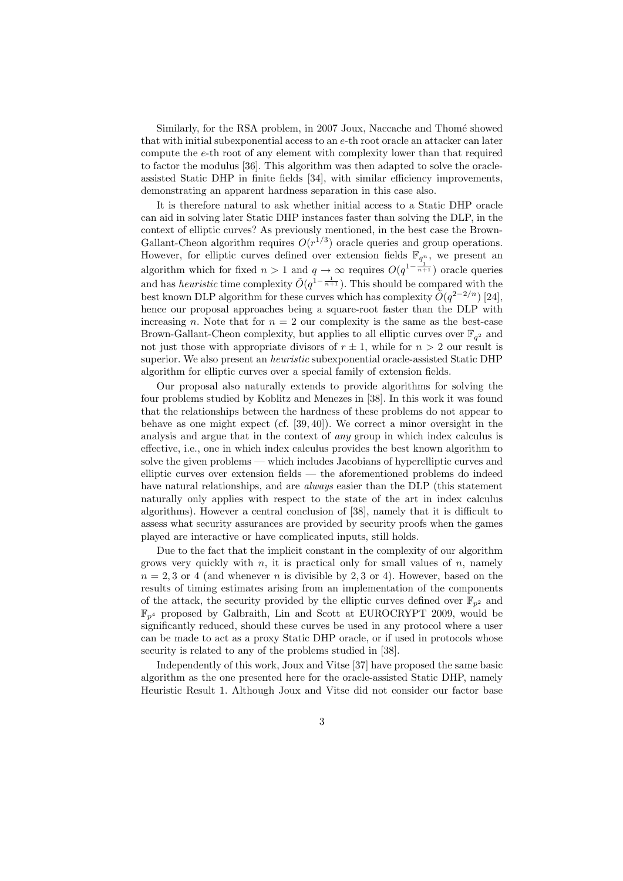Similarly, for the RSA problem, in 2007 Joux, Naccache and Thomé showed that with initial subexponential access to an $e$-th root oracle an attacker can later compute the $e$-th root of any element with complexity lower than that required to factor the modulus [36]. This algorithm was then adapted to solve the oracle-assisted Static DHP in finite fields [34], with similar efficiency improvements, demonstrating an apparent hardness separation in this case also.

It is therefore natural to ask whether initial access to a Static DHP oracle can aid in solving later Static DHP instances faster than solving the DLP, in the context of elliptic curves? As previously mentioned, in the best case the Brown-Gallant-Cheon algorithm requires $O(r^{1/3})$ oracle queries and group operations. However, for elliptic curves defined over extension fields $\mathbb{F}_{q^n}$, we present an algorithm which for fixed $n > 1$ and $q \to \infty$ requires $O(q^{1-\frac{1}{n+1}})$ oracle queries and has *heuristic* time complexity $\tilde{O}(q^{1-\frac{1}{n+1}})$. This should be compared with the best known DLP algorithm for these curves which has complexity $\tilde{O}(q^{2-2/n})$ [24], hence our proposal approaches being a square-root faster than the DLP with increasing $n$. Note that for $n = 2$ our complexity is the same as the best-case Brown-Gallant-Cheon complexity, but applies to all elliptic curves over $\mathbb{F}_{q^2}$ and not just those with appropriate divisors of $r \pm 1$, while for $n > 2$ our result is superior. We also present an *heuristic* subexponential oracle-assisted Static DHP algorithm for elliptic curves over a special family of extension fields.

Our proposal also naturally extends to provide algorithms for solving the four problems studied by Koblitz and Menezes in [38]. In this work it was found that the relationships between the hardness of these problems do not appear to behave as one might expect (cf. [39, 40]). We correct a minor oversight in the analysis and argue that in the context of *any* group in which index calculus is effective, i.e., one in which index calculus provides the best known algorithm to solve the given problems — which includes Jacobians of hyperelliptic curves and elliptic curves over extension fields — the aforementioned problems do indeed have natural relationships, and are *always* easier than the DLP (this statement naturally only applies with respect to the state of the art in index calculus algorithms). However a central conclusion of [38], namely that it is difficult to assess what security assurances are provided by security proofs when the games played are interactive or have complicated inputs, still holds.

Due to the fact that the implicit constant in the complexity of our algorithm grows very quickly with $n$, it is practical only for small values of $n$, namely $n = 2, 3$ or $4$ (and whenever $n$ is divisible by $2, 3$ or $4$). However, based on the results of timing estimates arising from an implementation of the components of the attack, the security provided by the elliptic curves defined over $\mathbb{F}_{p^2}$ and $\mathbb{F}_{p^4}$ proposed by Galbraith, Lin and Scott at EUROCRYPT 2009, would be significantly reduced, should these curves be used in any protocol where a user can be made to act as a proxy Static DHP oracle, or if used in protocols whose security is related to any of the problems studied in [38].

Independently of this work, Joux and Vitse [37] have proposed the same basic algorithm as the one presented here for the oracle-assisted Static DHP, namely Heuristic Result 1. Although Joux and Vitse did not consider our factor base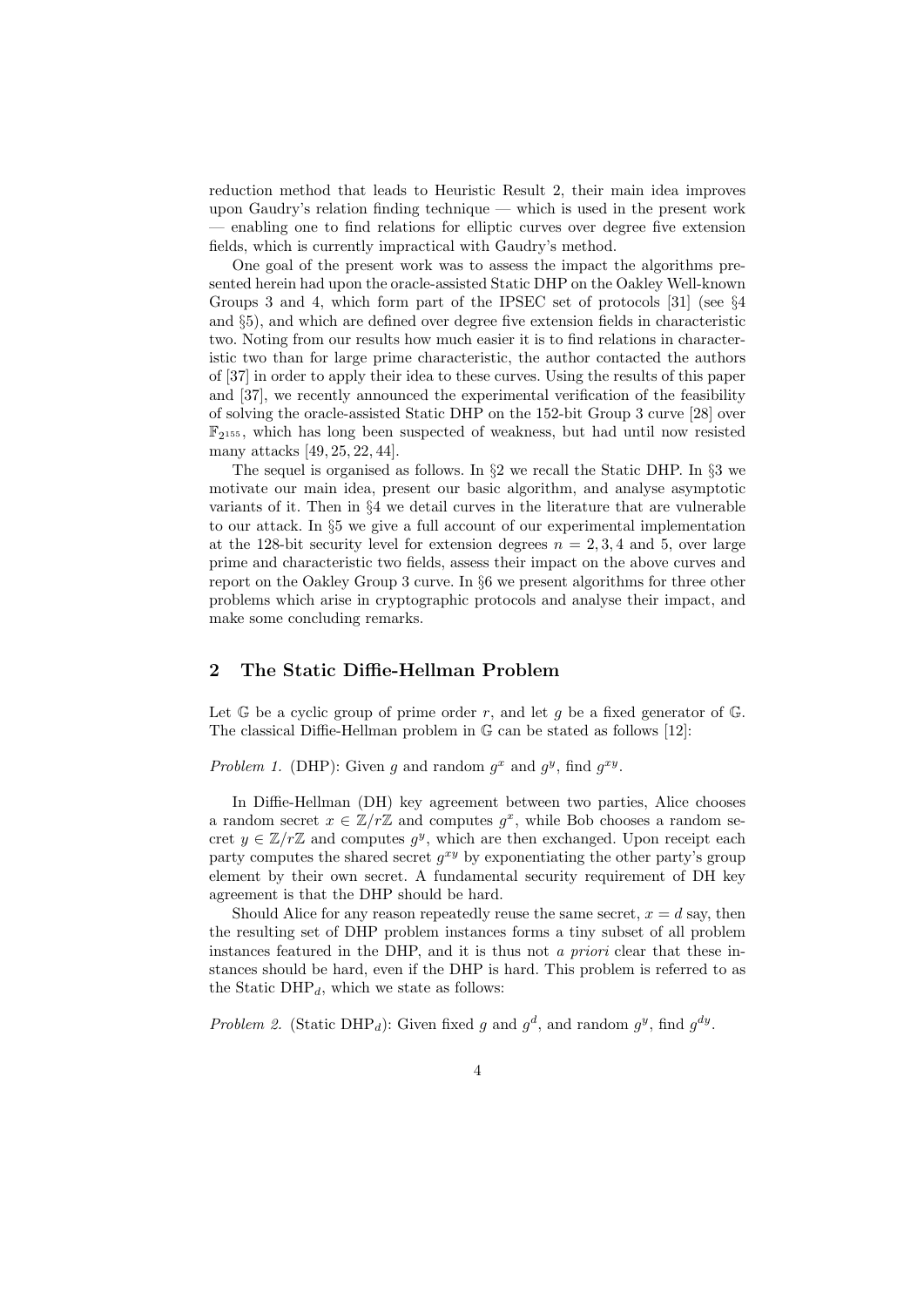reduction method that leads to Heuristic Result 2, their main idea improves upon Gaudry's relation finding technique — which is used in the present work — enabling one to find relations for elliptic curves over degree five extension fields, which is currently impractical with Gaudry's method.

One goal of the present work was to assess the impact the algorithms presented herein had upon the oracle-assisted Static DHP on the Oakley Well-known Groups 3 and 4, which form part of the IPSEC set of protocols [31] (see §4 and §5), and which are defined over degree five extension fields in characteristic two. Noting from our results how much easier it is to find relations in characteristic two than for large prime characteristic, the author contacted the authors of [37] in order to apply their idea to these curves. Using the results of this paper and [37], we recently announced the experimental verification of the feasibility of solving the oracle-assisted Static DHP on the 152-bit Group 3 curve [28] over $\mathbb{F}_{2^{155}}$, which has long been suspected of weakness, but had until now resisted many attacks [49, 25, 22, 44].

The sequel is organised as follows. In §2 we recall the Static DHP. In §3 we motivate our main idea, present our basic algorithm, and analyse asymptotic variants of it. Then in §4 we detail curves in the literature that are vulnerable to our attack. In §5 we give a full account of our experimental implementation at the 128-bit security level for extension degrees $n = 2, 3, 4$ and 5, over large prime and characteristic two fields, assess their impact on the above curves and report on the Oakley Group 3 curve. In §6 we present algorithms for three other problems which arise in cryptographic protocols and analyse their impact, and make some concluding remarks.

## 2 The Static Diffie-Hellman Problem

Let $\mathbb{G}$ be a cyclic group of prime order $r$, and let $g$ be a fixed generator of $\mathbb{G}$. The classical Diffie-Hellman problem in $\mathbb{G}$ can be stated as follows [12]:

*Problem 1.* (DHP): Given $g$ and random $g^x$ and $g^y$, find $g^{xy}$.

In Diffie-Hellman (DH) key agreement between two parties, Alice chooses a random secret $x \in \mathbb{Z}/r\mathbb{Z}$ and computes $g^x$, while Bob chooses a random secret $y \in \mathbb{Z}/r\mathbb{Z}$ and computes $g^y$, which are then exchanged. Upon receipt each party computes the shared secret $g^{xy}$ by exponentiating the other party's group element by their own secret. A fundamental security requirement of DH key agreement is that the DHP should be hard.

Should Alice for any reason repeatedly reuse the same secret, $x = d$ say, then the resulting set of DHP problem instances forms a tiny subset of all problem instances featured in the DHP, and it is thus not *a priori* clear that these instances should be hard, even if the DHP is hard. This problem is referred to as the Static $\text{DHP}_d$, which we state as follows:

*Problem 2.* (Static $\text{DHP}_d$): Given fixed $g$ and $g^d$, and random $g^y$, find $g^{dy}$.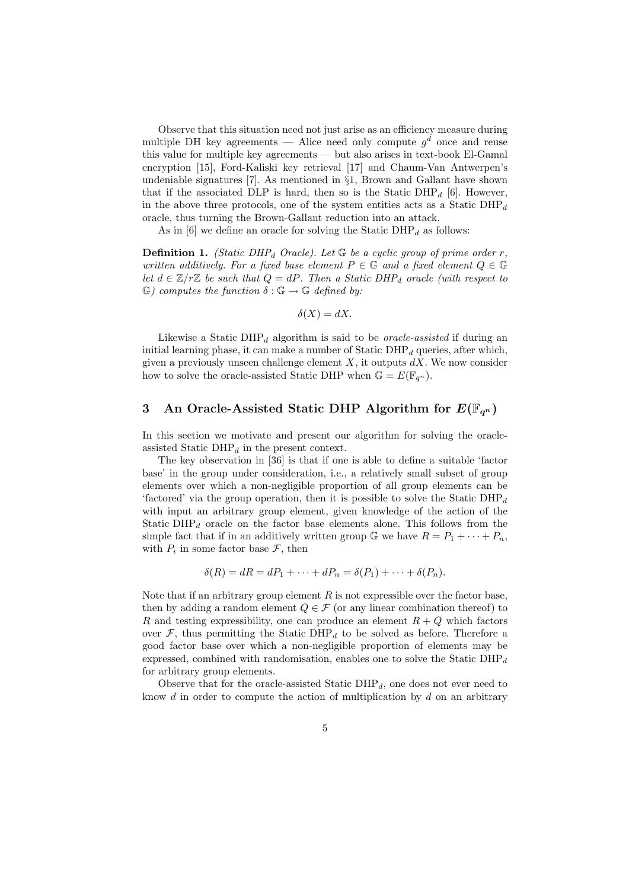Observe that this situation need not just arise as an efficiency measure during multiple DH key agreements — Alice need only compute $g^d$ once and reuse this value for multiple key agreements — but also arises in text-book El-Gamal encryption [15], Ford-Kaliski key retrieval [17] and Chaum-Van Antwerpen's undeniable signatures [7]. As mentioned in §1, Brown and Gallant have shown that if the associated DLP is hard, then so is the Static $\text{DHP}_d$ [6]. However, in the above three protocols, one of the system entities acts as a Static $\text{DHP}_d$ oracle, thus turning the Brown-Gallant reduction into an attack.

As in [6] we define an oracle for solving the Static $\text{DHP}_d$ as follows:

**Definition 1.** *(Static $DHP_d$ Oracle). Let $\mathbb{G}$ be a cyclic group of prime order $r$, written additively. For a fixed base element $P \in \mathbb{G}$ and a fixed element $Q \in \mathbb{G}$ let $d \in \mathbb{Z}/r\mathbb{Z}$ be such that $Q = dP$. Then a Static $DHP_d$ oracle (with respect to $\mathbb{G}$) computes the function $\delta : \mathbb{G} \to \mathbb{G}$ defined by:*

$$\delta(X) = dX.$$

Likewise a Static $\text{DHP}_d$ algorithm is said to be *oracle-assisted* if during an initial learning phase, it can make a number of Static $\text{DHP}_d$ queries, after which, given a previously unseen challenge element $X$, it outputs $dX$. We now consider how to solve the oracle-assisted Static DHP when $\mathbb{G} = E(\mathbb{F}_{q^n})$.

## 3 An Oracle-Assisted Static DHP Algorithm for $E(\mathbb{F}_{q^n})$

In this section we motivate and present our algorithm for solving the oracle-assisted Static $\text{DHP}_d$ in the present context.

The key observation in [36] is that if one is able to define a suitable 'factor base' in the group under consideration, i.e., a relatively small subset of group elements over which a non-negligible proportion of all group elements can be 'factored' via the group operation, then it is possible to solve the Static $\text{DHP}_d$ with input an arbitrary group element, given knowledge of the action of the Static $\text{DHP}_d$ oracle on the factor base elements alone. This follows from the simple fact that if in an additively written group $\mathbb{G}$ we have $R = P_1 + \cdots + P_n$, with $P_i$ in some factor base $\mathcal{F}$, then

$$\delta(R) = dR = dP_1 + \cdots + dP_n = \delta(P_1) + \cdots + \delta(P_n).$$

Note that if an arbitrary group element $R$ is not expressible over the factor base, then by adding a random element $Q \in \mathcal{F}$ (or any linear combination thereof) to $R$ and testing expressibility, one can produce an element $R + Q$ which factors over $\mathcal{F}$, thus permitting the Static $\text{DHP}_d$ to be solved as before. Therefore a good factor base over which a non-negligible proportion of elements may be expressed, combined with randomisation, enables one to solve the Static $\text{DHP}_d$ for arbitrary group elements.

Observe that for the oracle-assisted Static $\text{DHP}_d$, one does not ever need to know $d$ in order to compute the action of multiplication by $d$ on an arbitrary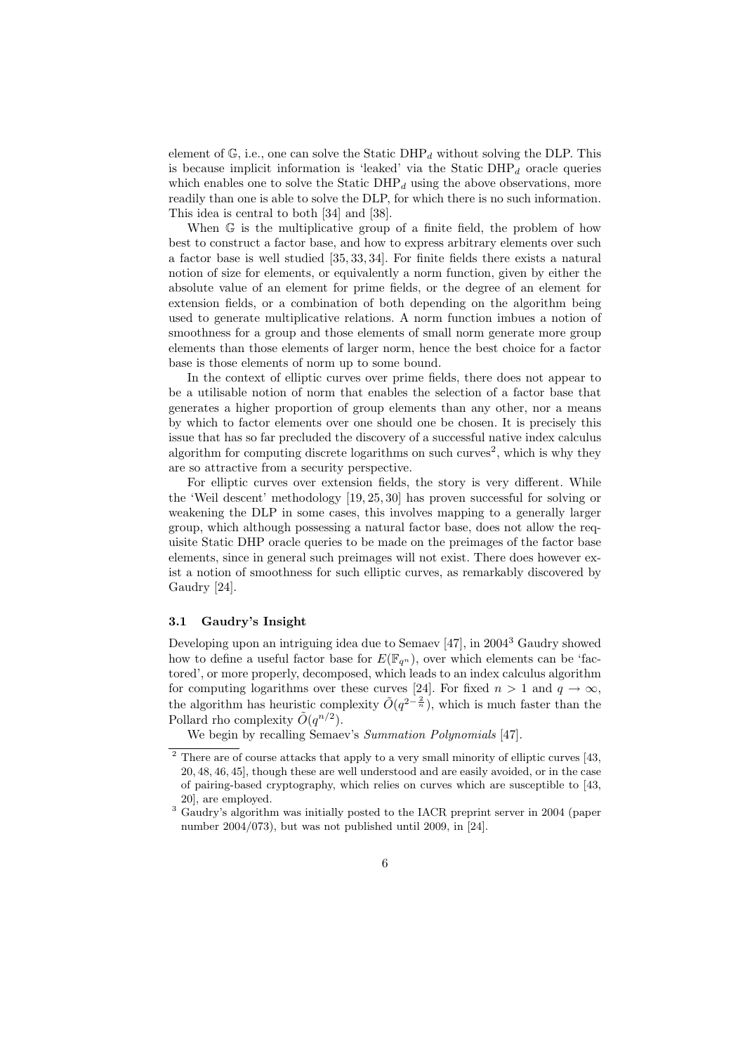element of $\mathbb{G}$, i.e., one can solve the Static $\text{DHP}_d$ without solving the DLP. This is because implicit information is 'leaked' via the Static $\text{DHP}_d$ oracle queries which enables one to solve the Static $\text{DHP}_d$ using the above observations, more readily than one is able to solve the DLP, for which there is no such information. This idea is central to both [34] and [38].

When $\mathbb{G}$ is the multiplicative group of a finite field, the problem of how best to construct a factor base, and how to express arbitrary elements over such a factor base is well studied [35, 33, 34]. For finite fields there exists a natural notion of size for elements, or equivalently a norm function, given by either the absolute value of an element for prime fields, or the degree of an element for extension fields, or a combination of both depending on the algorithm being used to generate multiplicative relations. A norm function imbues a notion of smoothness for a group and those elements of small norm generate more group elements than those elements of larger norm, hence the best choice for a factor base is those elements of norm up to some bound.

In the context of elliptic curves over prime fields, there does not appear to be a utilisable notion of norm that enables the selection of a factor base that generates a higher proportion of group elements than any other, nor a means by which to factor elements over one should one be chosen. It is precisely this issue that has so far precluded the discovery of a successful native index calculus algorithm for computing discrete logarithms on such curves[2], which is why they are so attractive from a security perspective.

For elliptic curves over extension fields, the story is very different. While the 'Weil descent' methodology [19, 25, 30] has proven successful for solving or weakening the DLP in some cases, this involves mapping to a generally larger group, which although possessing a natural factor base, does not allow the requisite Static DHP oracle queries to be made on the preimages of the factor base elements, since in general such preimages will not exist. There does however exist a notion of smoothness for such elliptic curves, as remarkably discovered by Gaudry [24].

### 3.1 Gaudry's Insight

Developing upon an intriguing idea due to Semaev [47], in 2004[3] Gaudry showed how to define a useful factor base for $E(\mathbb{F}_{q^n})$, over which elements can be 'factored', or more properly, decomposed, which leads to an index calculus algorithm for computing logarithms over these curves [24]. For fixed $n > 1$ and $q \to \infty$, the algorithm has heuristic complexity $\tilde{O}(q^{2-\frac{2}{n}})$, which is much faster than the Pollard rho complexity $\tilde{O}(q^{n/2})$.

We begin by recalling Semaev's *Summation Polynomials* [47].

---

[2] There are of course attacks that apply to a very small minority of elliptic curves [43, 20, 48, 46, 45], though these are well understood and are easily avoided, or in the case of pairing-based cryptography, which relies on curves which are susceptible to [43, 20], are employed.

[3] Gaudry's algorithm was initially posted to the IACR preprint server in 2004 (paper number 2004/073), but was not published until 2009, in [24].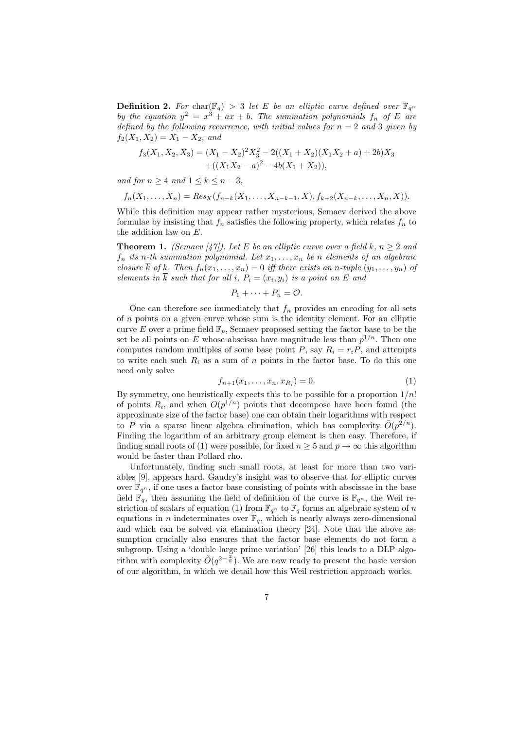**Definition 2.** *For* $\text{char}(\mathbb{F}_q) > 3$ *let* $E$ *be an elliptic curve defined over* $\mathbb{F}_{q^n}$ *by the equation* $y^2 = x^3 + ax + b$. *The summation polynomials* $f_n$ *of* $E$ *are defined by the following recurrence, with initial values for* $n = 2$ *and* $3$ *given by* $f_2(X_1, X_2) = X_1 - X_2$, *and*

$$f_3(X_1, X_2, X_3) = (X_1 - X_2)^2 X_3^2 - 2((X_1 + X_2)(X_1 X_2 + a) + 2b)X_3 \\ +((X_1 X_2 - a)^2 - 4b(X_1 + X_2)),$$

*and for* $n \geq 4$ *and* $1 \leq k \leq n - 3$,

$$f_n(X_1, \ldots, X_n) = Res_X(f_{n-k}(X_1, \ldots, X_{n-k-1}, X), f_{k+2}(X_{n-k}, \ldots, X_n, X)).$$

While this definition may appear rather mysterious, Semaev derived the above formulae by insisting that $f_n$ satisfies the following property, which relates $f_n$ to the addition law on $E$.

**Theorem 1.** *(Semaev [47]). Let* $E$ *be an elliptic curve over a field* $k$, $n \geq 2$ *and* $f_n$ *its* $n$*-th summation polynomial. Let* $x_1, \ldots, x_n$ *be* $n$ *elements of an algebraic closure* $\overline{k}$ *of* $k$. *Then* $f_n(x_1, \ldots, x_n) = 0$ *iff there exists an* $n$*-tuple* $(y_1, \ldots, y_n)$ *of elements in* $\overline{k}$ *such that for all* $i$, $P_i = (x_i, y_i)$ *is a point on* $E$ *and*

$$P_1 + \cdots + P_n = \mathcal{O}.$$

One can therefore see immediately that $f_n$ provides an encoding for all sets of $n$ points on a given curve whose sum is the identity element. For an elliptic curve $E$ over a prime field $\mathbb{F}_p$, Semaev proposed setting the factor base to be the set be all points on $E$ whose abscissa have magnitude less than $p^{1/n}$. Then one computes random multiples of some base point $P$, say $R_i = r_i P$, and attempts to write each such $R_i$ as a sum of $n$ points in the factor base. To do this one need only solve

$$f_{n+1}(x_1, \ldots, x_n, x_{R_i}) = 0. \tag{1}$$

By symmetry, one heuristically expects this to be possible for a proportion $1/n!$ of points $R_i$, and when $O(p^{1/n})$ points that decompose have been found (the approximate size of the factor base) one can obtain their logarithms with respect to $P$ via a sparse linear algebra elimination, which has complexity $\tilde{O}(p^{2/n})$. Finding the logarithm of an arbitrary group element is then easy. Therefore, if finding small roots of (1) were possible, for fixed $n \geq 5$ and $p \to \infty$ this algorithm would be faster than Pollard rho.

Unfortunately, finding such small roots, at least for more than two variables [9], appears hard. Gaudry's insight was to observe that for elliptic curves over $\mathbb{F}_{q^n}$, if one uses a factor base consisting of points with abscissae in the base field $\mathbb{F}_q$, then assuming the field of definition of the curve is $\mathbb{F}_{q^n}$, the Weil restriction of scalars of equation (1) from $\mathbb{F}_{q^n}$ to $\mathbb{F}_q$ forms an algebraic system of $n$ equations in $n$ indeterminates over $\mathbb{F}_q$, which is nearly always zero-dimensional and which can be solved via elimination theory [24]. Note that the above assumption crucially also ensures that the factor base elements do not form a subgroup. Using a 'double large prime variation' [26] this leads to a DLP algorithm with complexity $\tilde{O}(q^{2-\frac{2}{n}})$. We are now ready to present the basic version of our algorithm, in which we detail how this Weil restriction approach works.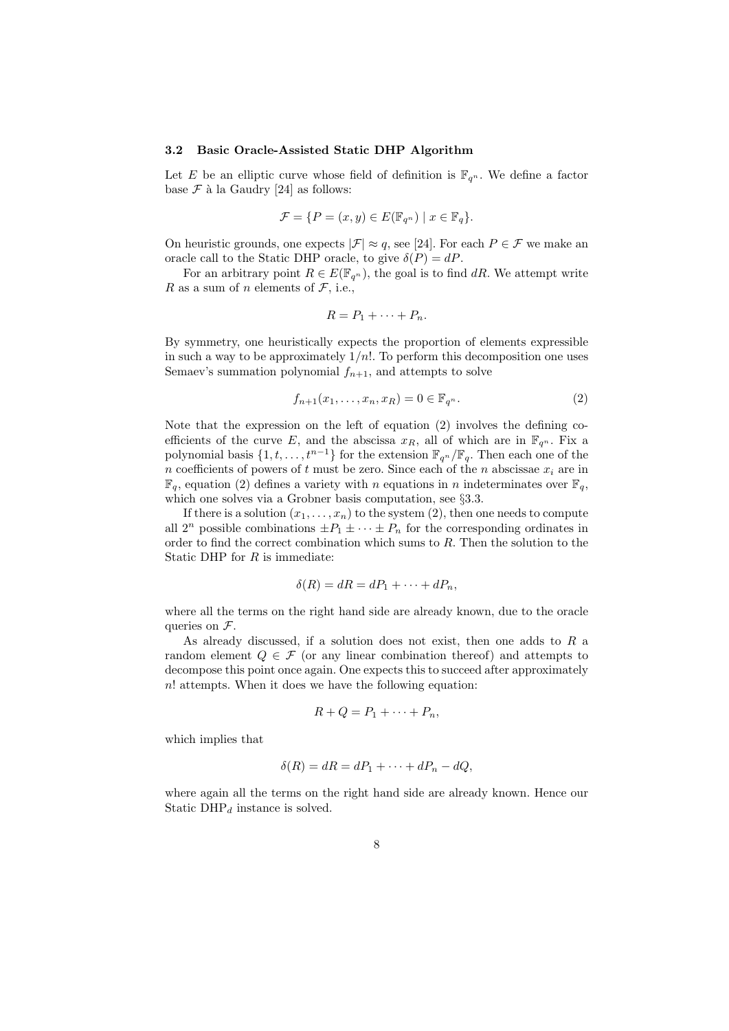### 3.2 Basic Oracle-Assisted Static DHP Algorithm

Let $E$ be an elliptic curve whose field of definition is $\mathbb{F}_{q^n}$. We define a factor base $\mathcal{F}$ à la Gaudry [24] as follows:

$$\mathcal{F} = \{P = (x, y) \in E(\mathbb{F}_{q^n}) \mid x \in \mathbb{F}_q\}.$$

On heuristic grounds, one expects $|\mathcal{F}| \approx q$, see [24]. For each $P \in \mathcal{F}$ we make an oracle call to the Static DHP oracle, to give $\delta(P) = dP$.

For an arbitrary point $R \in E(\mathbb{F}_{q^n})$, the goal is to find $dR$. We attempt write $R$ as a sum of $n$ elements of $\mathcal{F}$, i.e.,

$$R = P_1 + \cdots + P_n.$$

By symmetry, one heuristically expects the proportion of elements expressible in such a way to be approximately $1/n!$. To perform this decomposition one uses Semaev's summation polynomial $f_{n+1}$, and attempts to solve

$$f_{n+1}(x_1, \ldots, x_n, x_R) = 0 \in \mathbb{F}_{q^n}. \tag{2}$$

Note that the expression on the left of equation (2) involves the defining coefficients of the curve $E$, and the abscissa $x_R$, all of which are in $\mathbb{F}_{q^n}$. Fix a polynomial basis $\{1, t, \ldots, t^{n-1}\}$ for the extension $\mathbb{F}_{q^n}/\mathbb{F}_q$. Then each one of the $n$ coefficients of powers of $t$ must be zero. Since each of the $n$ abscissae $x_i$ are in $\mathbb{F}_q$, equation (2) defines a variety with $n$ equations in $n$ indeterminates over $\mathbb{F}_q$, which one solves via a Grobner basis computation, see §3.3.

If there is a solution $(x_1, \ldots, x_n)$ to the system (2), then one needs to compute all $2^n$ possible combinations $\pm P_1 \pm \cdots \pm P_n$ for the corresponding ordinates in order to find the correct combination which sums to $R$. Then the solution to the Static DHP for $R$ is immediate:

$$\delta(R) = dR = dP_1 + \cdots + dP_n,$$

where all the terms on the right hand side are already known, due to the oracle queries on $\mathcal{F}$.

As already discussed, if a solution does not exist, then one adds to $R$ a random element $Q \in \mathcal{F}$ (or any linear combination thereof) and attempts to decompose this point once again. One expects this to succeed after approximately $n!$ attempts. When it does we have the following equation:

$$R + Q = P_1 + \cdots + P_n,$$

which implies that

$$\delta(R) = dR = dP_1 + \cdots + dP_n - dQ,$$

where again all the terms on the right hand side are already known. Hence our Static $\text{DHP}_d$ instance is solved.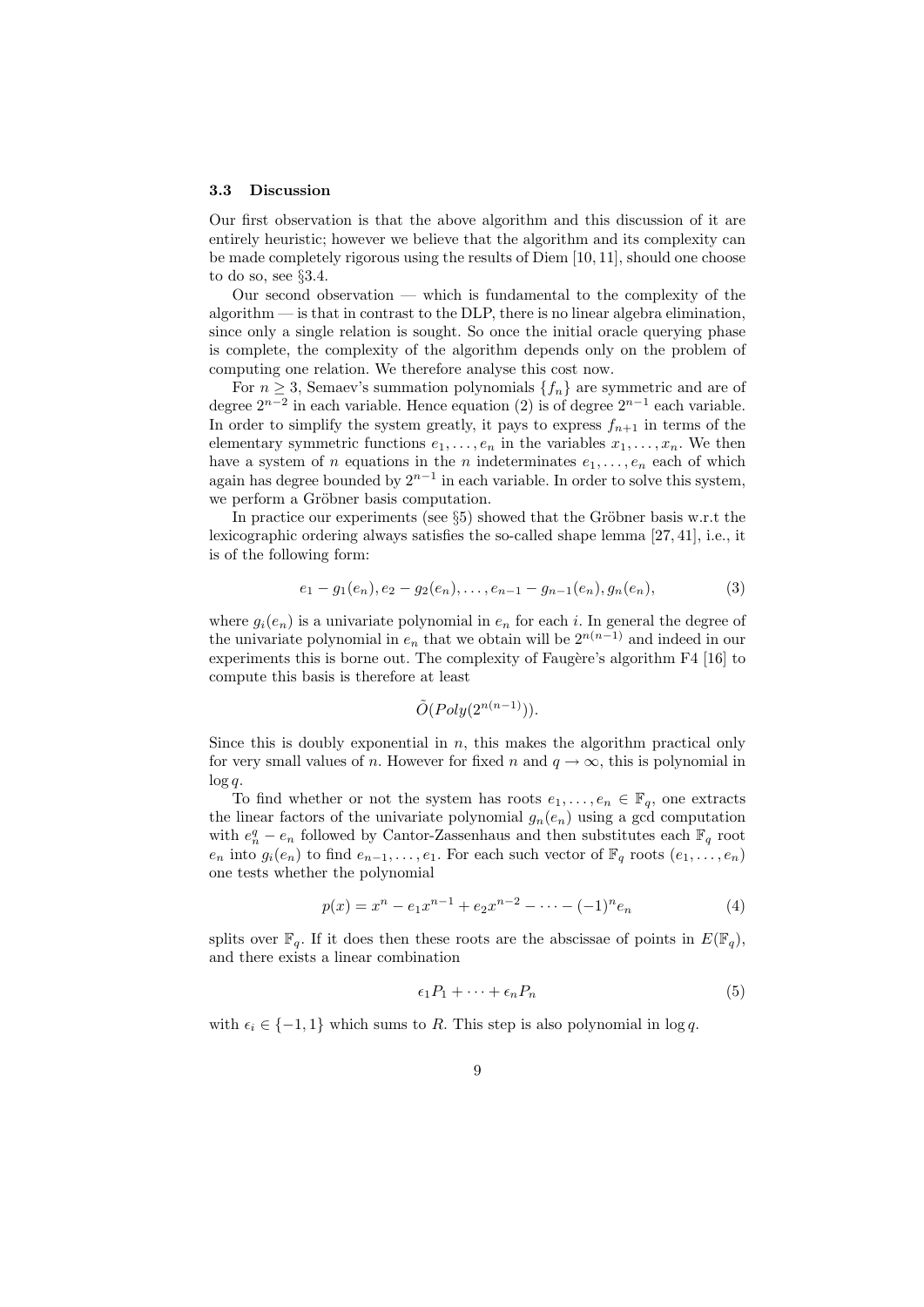### 3.3 Discussion

Our first observation is that the above algorithm and this discussion of it are entirely heuristic; however we believe that the algorithm and its complexity can be made completely rigorous using the results of Diem [10, 11], should one choose to do so, see §3.4.

Our second observation — which is fundamental to the complexity of the algorithm — is that in contrast to the DLP, there is no linear algebra elimination, since only a single relation is sought. So once the initial oracle querying phase is complete, the complexity of the algorithm depends only on the problem of computing one relation. We therefore analyse this cost now.

For $n \geq 3$, Semaev's summation polynomials $\{f_n\}$ are symmetric and are of degree $2^{n-2}$ in each variable. Hence equation (2) is of degree $2^{n-1}$ each variable. In order to simplify the system greatly, it pays to express $f_{n+1}$ in terms of the elementary symmetric functions $e_1, \ldots, e_n$ in the variables $x_1, \ldots, x_n$. We then have a system of $n$ equations in the $n$ indeterminates $e_1, \ldots, e_n$ each of which again has degree bounded by $2^{n-1}$ in each variable. In order to solve this system, we perform a Gröbner basis computation.

In practice our experiments (see §5) showed that the Gröbner basis w.r.t the lexicographic ordering always satisfies the so-called shape lemma [27, 41], i.e., it is of the following form:

$$e_1 - g_1(e_n), e_2 - g_2(e_n), \ldots, e_{n-1} - g_{n-1}(e_n), g_n(e_n), \tag{3}$$

where $g_i(e_n)$ is a univariate polynomial in $e_n$ for each $i$. In general the degree of the univariate polynomial in $e_n$ that we obtain will be $2^{n(n-1)}$ and indeed in our experiments this is borne out. The complexity of Faugère's algorithm F4 [16] to compute this basis is therefore at least

$$\tilde{O}(Poly(2^{n(n-1)})).$$

Since this is doubly exponential in $n$, this makes the algorithm practical only for very small values of $n$. However for fixed $n$ and $q \to \infty$, this is polynomial in $\log q$.

To find whether or not the system has roots $e_1, \ldots, e_n \in \mathbb{F}_q$, one extracts the linear factors of the univariate polynomial $g_n(e_n)$ using a gcd computation with $e_n^q - e_n$ followed by Cantor-Zassenhaus and then substitutes each $\mathbb{F}_q$ root $e_n$ into $g_i(e_n)$ to find $e_{n-1}, \ldots, e_1$. For each such vector of $\mathbb{F}_q$ roots $(e_1, \ldots, e_n)$ one tests whether the polynomial

$$p(x) = x^n - e_1 x^{n-1} + e_2 x^{n-2} - \cdots - (-1)^n e_n \tag{4}$$

splits over $\mathbb{F}_q$. If it does then these roots are the abscissae of points in $E(\mathbb{F}_q)$, and there exists a linear combination

$$\epsilon_1 P_1 + \cdots + \epsilon_n P_n \tag{5}$$

with $\epsilon_i \in \{-1, 1\}$ which sums to $R$. This step is also polynomial in $\log q$.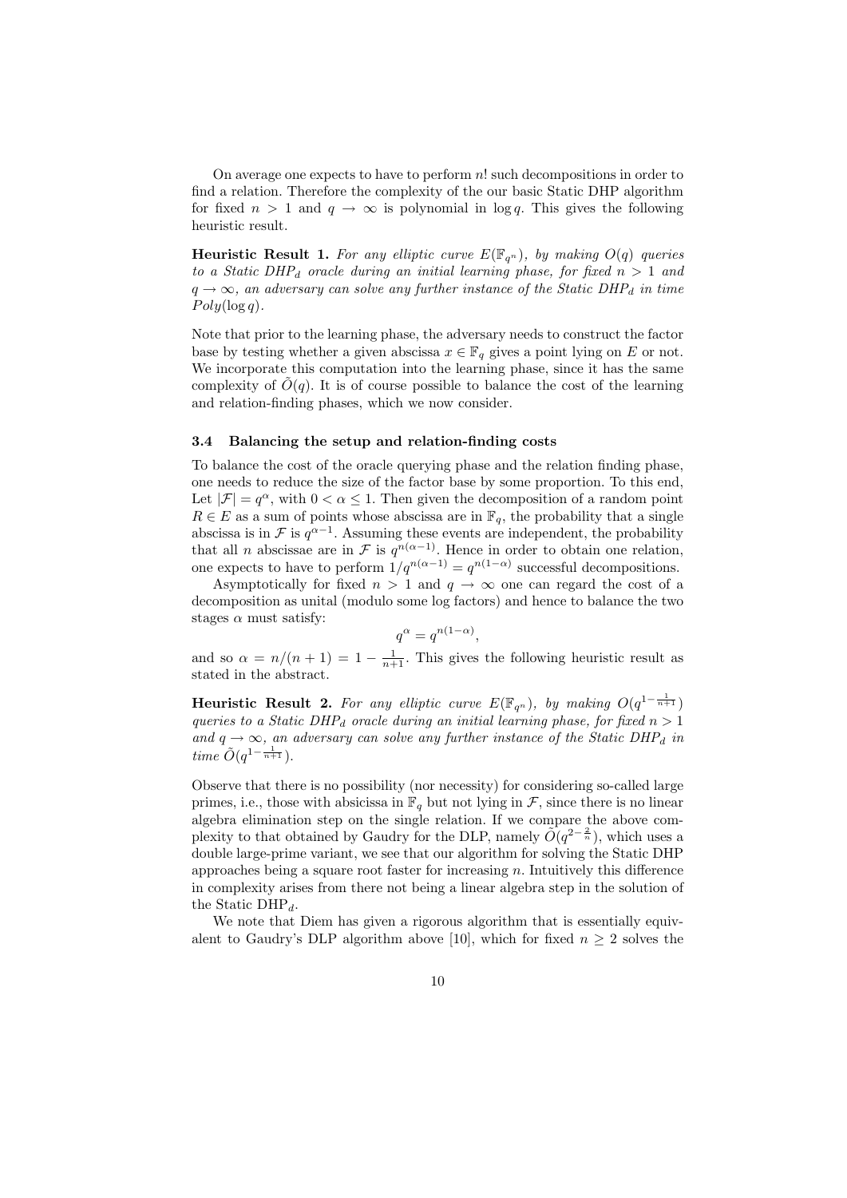On average one expects to have to perform $n!$ such decompositions in order to find a relation. Therefore the complexity of the our basic Static DHP algorithm for fixed $n > 1$ and $q \to \infty$ is polynomial in $\log q$. This gives the following heuristic result.

**Heuristic Result 1.** *For any elliptic curve $E(\mathbb{F}_{q^n})$, by making $O(q)$ queries to a Static DHP$_d$ oracle during an initial learning phase, for fixed $n > 1$ and $q \to \infty$, an adversary can solve any further instance of the Static DHP$_d$ in time $Poly(\log q)$.*

Note that prior to the learning phase, the adversary needs to construct the factor base by testing whether a given abscissa $x \in \mathbb{F}_q$ gives a point lying on $E$ or not. We incorporate this computation into the learning phase, since it has the same complexity of $\tilde{O}(q)$. It is of course possible to balance the cost of the learning and relation-finding phases, which we now consider.

### 3.4 Balancing the setup and relation-finding costs

To balance the cost of the oracle querying phase and the relation finding phase, one needs to reduce the size of the factor base by some proportion. To this end, Let $|\mathcal{F}| = q^{\alpha}$, with $0 < \alpha \leq 1$. Then given the decomposition of a random point $R \in E$ as a sum of points whose abscissa are in $\mathbb{F}_q$, the probability that a single abscissa is in $\mathcal{F}$ is $q^{\alpha-1}$. Assuming these events are independent, the probability that all $n$ abscissae are in $\mathcal{F}$ is $q^{n(\alpha-1)}$. Hence in order to obtain one relation, one expects to have to perform $1/q^{n(\alpha-1)} = q^{n(1-\alpha)}$ successful decompositions.

Asymptotically for fixed $n > 1$ and $q \to \infty$ one can regard the cost of a decomposition as unital (modulo some log factors) and hence to balance the two stages $\alpha$ must satisfy:

$$q^{\alpha} = q^{n(1-\alpha)},$$

and so $\alpha = n/(n+1) = 1 - \frac{1}{n+1}$. This gives the following heuristic result as stated in the abstract.

**Heuristic Result 2.** *For any elliptic curve $E(\mathbb{F}_{q^n})$, by making $O(q^{1-\frac{1}{n+1}})$ queries to a Static DHP$_d$ oracle during an initial learning phase, for fixed $n > 1$ and $q \to \infty$, an adversary can solve any further instance of the Static DHP$_d$ in time $\tilde{O}(q^{1-\frac{1}{n+1}})$.*

Observe that there is no possibility (nor necessity) for considering so-called large primes, i.e., those with absicissa in $\mathbb{F}_q$ but not lying in $\mathcal{F}$, since there is no linear algebra elimination step on the single relation. If we compare the above complexity to that obtained by Gaudry for the DLP, namely $\tilde{O}(q^{2-\frac{2}{n}})$, which uses a double large-prime variant, we see that our algorithm for solving the Static DHP approaches being a square root faster for increasing $n$. Intuitively this difference in complexity arises from there not being a linear algebra step in the solution of the Static DHP$_d$.

We note that Diem has given a rigorous algorithm that is essentially equivalent to Gaudry's DLP algorithm above [10], which for fixed $n \geq 2$ solves the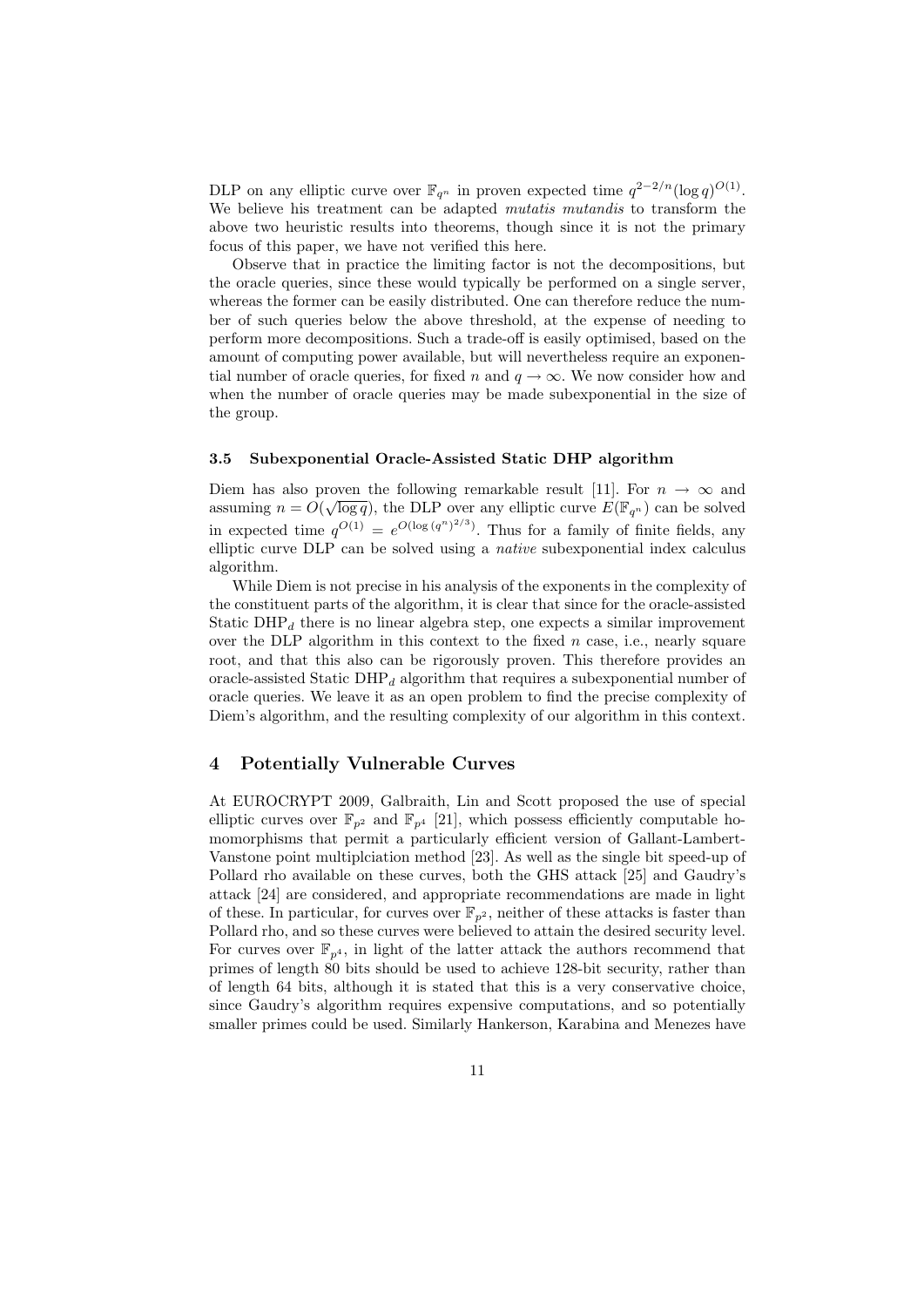DLP on any elliptic curve over $\mathbb{F}_{q^n}$ in proven expected time $q^{2-2/n}(\log q)^{O(1)}$. We believe his treatment can be adapted *mutatis mutandis* to transform the above two heuristic results into theorems, though since it is not the primary focus of this paper, we have not verified this here.

Observe that in practice the limiting factor is not the decompositions, but the oracle queries, since these would typically be performed on a single server, whereas the former can be easily distributed. One can therefore reduce the number of such queries below the above threshold, at the expense of needing to perform more decompositions. Such a trade-off is easily optimised, based on the amount of computing power available, but will nevertheless require an exponential number of oracle queries, for fixed $n$ and $q \to \infty$. We now consider how and when the number of oracle queries may be made subexponential in the size of the group.

### 3.5 Subexponential Oracle-Assisted Static DHP algorithm

Diem has also proven the following remarkable result [11]. For $n \to \infty$ and assuming $n = O(\sqrt{\log q})$, the DLP over any elliptic curve $E(\mathbb{F}_{q^n})$ can be solved in expected time $q^{O(1)} = e^{O(\log{(q^n)}^{2/3})}$. Thus for a family of finite fields, any elliptic curve DLP can be solved using a *native* subexponential index calculus algorithm.

While Diem is not precise in his analysis of the exponents in the complexity of the constituent parts of the algorithm, it is clear that since for the oracle-assisted Static $\mathrm{DHP}_d$ there is no linear algebra step, one expects a similar improvement over the DLP algorithm in this context to the fixed $n$ case, i.e., nearly square root, and that this also can be rigorously proven. This therefore provides an oracle-assisted Static $\mathrm{DHP}_d$ algorithm that requires a subexponential number of oracle queries. We leave it as an open problem to find the precise complexity of Diem's algorithm, and the resulting complexity of our algorithm in this context.

## 4 Potentially Vulnerable Curves

At EUROCRYPT 2009, Galbraith, Lin and Scott proposed the use of special elliptic curves over $\mathbb{F}_{p^2}$ and $\mathbb{F}_{p^4}$ [21], which possess efficiently computable homomorphisms that permit a particularly efficient version of Gallant-Lambert-Vanstone point multiplciation method [23]. As well as the single bit speed-up of Pollard rho available on these curves, both the GHS attack [25] and Gaudry's attack [24] are considered, and appropriate recommendations are made in light of these. In particular, for curves over $\mathbb{F}_{p^2}$, neither of these attacks is faster than Pollard rho, and so these curves were believed to attain the desired security level. For curves over $\mathbb{F}_{p^4}$, in light of the latter attack the authors recommend that primes of length 80 bits should be used to achieve 128-bit security, rather than of length 64 bits, although it is stated that this is a very conservative choice, since Gaudry's algorithm requires expensive computations, and so potentially smaller primes could be used. Similarly Hankerson, Karabina and Menezes have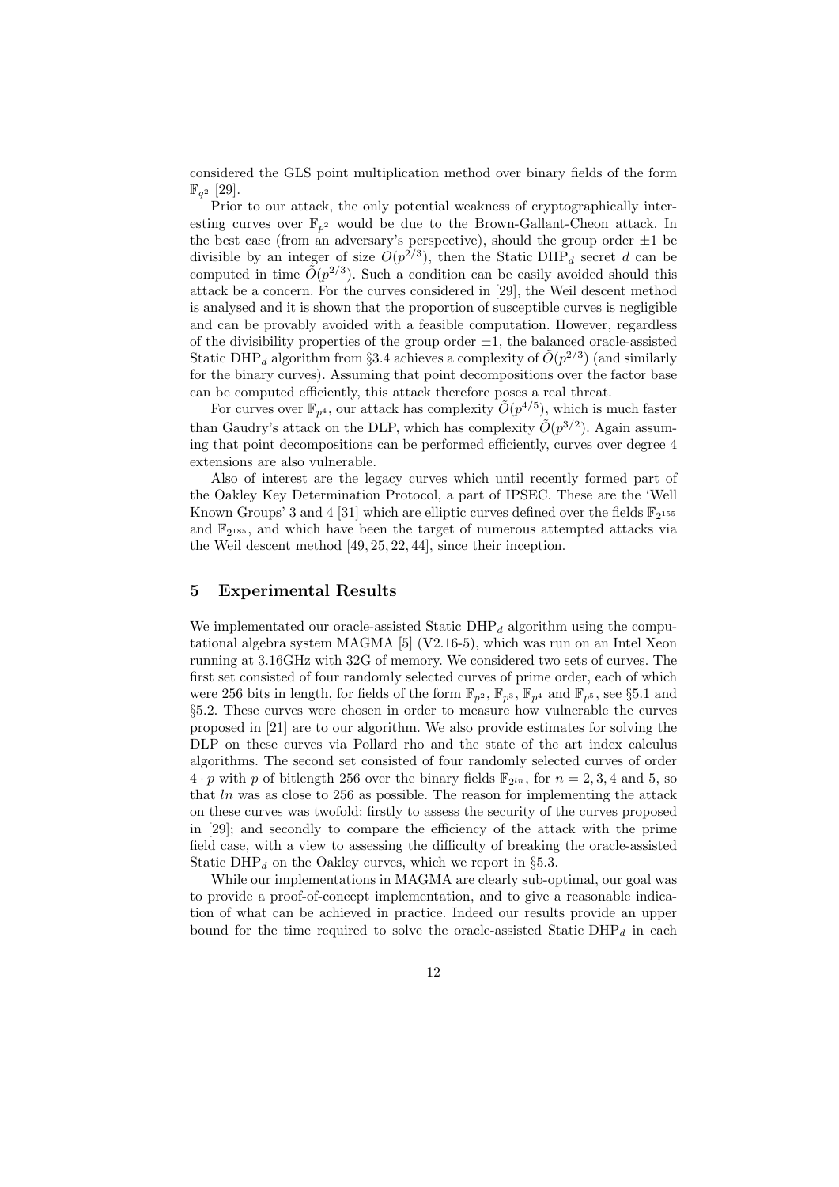considered the GLS point multiplication method over binary fields of the form $\mathbb{F}_{q^2}$ [29].

Prior to our attack, the only potential weakness of cryptographically interesting curves over $\mathbb{F}_{p^2}$ would be due to the Brown-Gallant-Cheon attack. In the best case (from an adversary's perspective), should the group order $\pm 1$ be divisible by an integer of size $O(p^{2/3})$, then the Static DHP$_d$ secret $d$ can be computed in time $\tilde{O}(p^{2/3})$. Such a condition can be easily avoided should this attack be a concern. For the curves considered in [29], the Weil descent method is analysed and it is shown that the proportion of susceptible curves is negligible and can be provably avoided with a feasible computation. However, regardless of the divisibility properties of the group order $\pm 1$, the balanced oracle-assisted Static DHP$_d$ algorithm from §3.4 achieves a complexity of $\tilde{O}(p^{2/3})$ (and similarly for the binary curves). Assuming that point decompositions over the factor base can be computed efficiently, this attack therefore poses a real threat.

For curves over $\mathbb{F}_{p^4}$, our attack has complexity $\tilde{O}(p^{4/5})$, which is much faster than Gaudry's attack on the DLP, which has complexity $\tilde{O}(p^{3/2})$. Again assuming that point decompositions can be performed efficiently, curves over degree 4 extensions are also vulnerable.

Also of interest are the legacy curves which until recently formed part of the Oakley Key Determination Protocol, a part of IPSEC. These are the 'Well Known Groups' 3 and 4 [31] which are elliptic curves defined over the fields $\mathbb{F}_{2^{155}}$ and $\mathbb{F}_{2^{185}}$, and which have been the target of numerous attempted attacks via the Weil descent method [49, 25, 22, 44], since their inception.

## 5 Experimental Results

We implementated our oracle-assisted Static DHP$_d$ algorithm using the computational algebra system MAGMA [5] (V2.16-5), which was run on an Intel Xeon running at 3.16GHz with 32G of memory. We considered two sets of curves. The first set consisted of four randomly selected curves of prime order, each of which were 256 bits in length, for fields of the form $\mathbb{F}_{p^2}$, $\mathbb{F}_{p^3}$, $\mathbb{F}_{p^4}$ and $\mathbb{F}_{p^5}$, see §5.1 and §5.2. These curves were chosen in order to measure how vulnerable the curves proposed in [21] are to our algorithm. We also provide estimates for solving the DLP on these curves via Pollard rho and the state of the art index calculus algorithms. The second set consisted of four randomly selected curves of order $4 \cdot p$ with $p$ of bitlength 256 over the binary fields $\mathbb{F}_{2^{ln}}$, for $n = 2, 3, 4$ and 5, so that $ln$ was as close to 256 as possible. The reason for implementing the attack on these curves was twofold: firstly to assess the security of the curves proposed in [29]; and secondly to compare the efficiency of the attack with the prime field case, with a view to assessing the difficulty of breaking the oracle-assisted Static DHP$_d$ on the Oakley curves, which we report in §5.3.

While our implementations in MAGMA are clearly sub-optimal, our goal was to provide a proof-of-concept implementation, and to give a reasonable indication of what can be achieved in practice. Indeed our results provide an upper bound for the time required to solve the oracle-assisted Static DHP$_d$ in each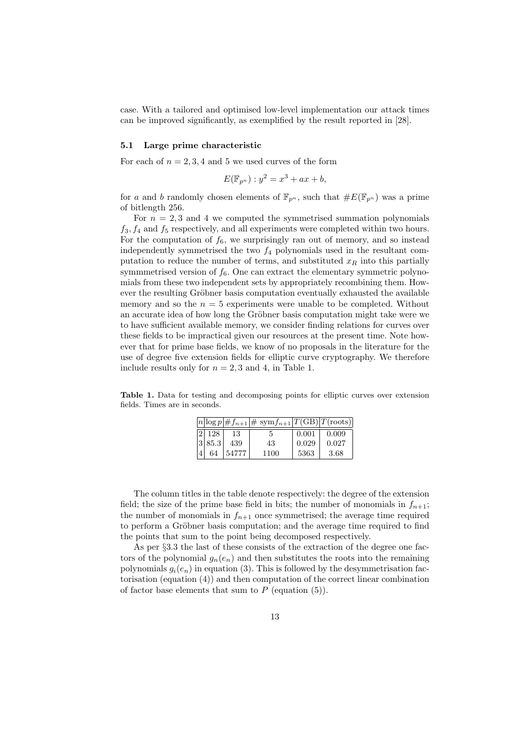case. With a tailored and optimised low-level implementation our attack times can be improved significantly, as exemplified by the result reported in [28].

### 5.1 Large prime characteristic

For each of $n = 2, 3, 4$ and 5 we used curves of the form

$$E(\mathbb{F}_{p^n}) : y^2 = x^3 + ax + b,$$

for $a$ and $b$ randomly chosen elements of $\mathbb{F}_{p^n}$, such that $\#E(\mathbb{F}_{p^n})$ was a prime of bitlength 256.

For $n = 2, 3$ and 4 we computed the symmetrised summation polynomials $f_3, f_4$ and $f_5$ respectively, and all experiments were completed within two hours. For the computation of $f_6$, we surprisingly ran out of memory, and so instead independently symmetrised the two $f_4$ polynomials used in the resultant computation to reduce the number of terms, and substituted $x_R$ into this partially symmmetrised version of $f_6$. One can extract the elementary symmetric polynomials from these two independent sets by appropriately recombining them. However the resulting Gröbner basis computation eventually exhausted the available memory and so the $n = 5$ experiments were unable to be completed. Without an accurate idea of how long the Gröbner basis computation might take were we to have sufficient available memory, we consider finding relations for curves over these fields to be impractical given our resources at the present time. Note however that for prime base fields, we know of no proposals in the literature for the use of degree five extension fields for elliptic curve cryptography. We therefore include results only for $n = 2, 3$ and 4, in Table 1.

**Table 1.** Data for testing and decomposing points for elliptic curves over extension fields. Times are in seconds.

| $n$ | $\log p$ | $\#f_{n+1}$ | $\#\ \mathrm{sym}f_{n+1}$ | $T(\mathrm{GB})$ | $T(\mathrm{roots})$ |
|---|---|---|---|---|---|
| 2 | 128 | 13 | 5 | 0.001 | 0.009 |
| 3 | 85.3 | 439 | 43 | 0.029 | 0.027 |
| 4 | 64 | 54777 | 1100 | 5363 | 3.68 |

The column titles in the table denote respectively: the degree of the extension field; the size of the prime base field in bits; the number of monomials in $f_{n+1}$; the number of monomials in $f_{n+1}$ once symmetrised; the average time required to perform a Gröbner basis computation; and the average time required to find the points that sum to the point being decomposed respectively.

As per §3.3 the last of these consists of the extraction of the degree one factors of the polynomial $g_n(e_n)$ and then substitutes the roots into the remaining polynomials $g_i(e_n)$ in equation (3). This is followed by the desymmetrisation factorisation (equation (4)) and then computation of the correct linear combination of factor base elements that sum to $P$ (equation (5)).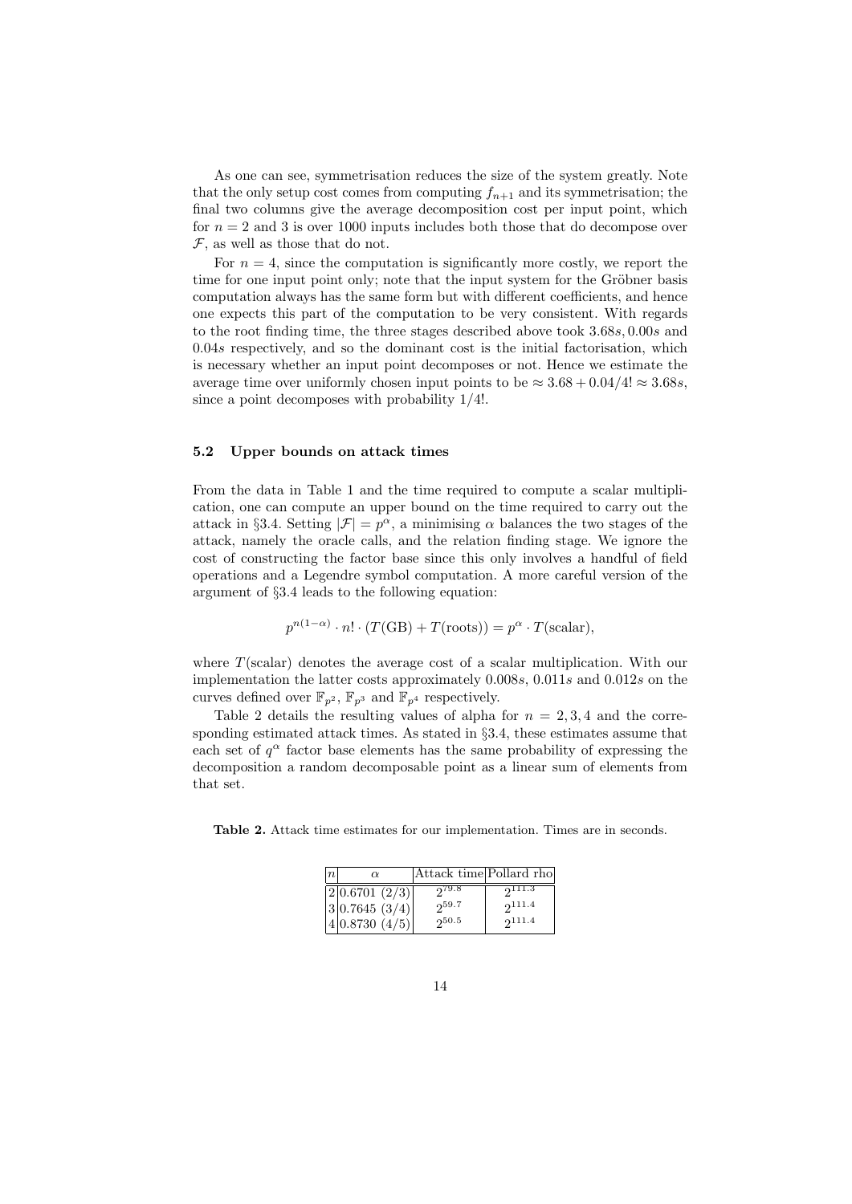As one can see, symmetrisation reduces the size of the system greatly. Note that the only setup cost comes from computing $f_{n+1}$ and its symmetrisation; the final two columns give the average decomposition cost per input point, which for $n = 2$ and 3 is over 1000 inputs includes both those that do decompose over $\mathcal{F}$, as well as those that do not.

For $n = 4$, since the computation is significantly more costly, we report the time for one input point only; note that the input system for the Gröbner basis computation always has the same form but with different coefficients, and hence one expects this part of the computation to be very consistent. With regards to the root finding time, the three stages described above took $3.68s, 0.00s$ and $0.04s$ respectively, and so the dominant cost is the initial factorisation, which is necessary whether an input point decomposes or not. Hence we estimate the average time over uniformly chosen input points to be $\approx 3.68 + 0.04/4! \approx 3.68s$, since a point decomposes with probability $1/4!$.

### 5.2 Upper bounds on attack times

From the data in Table 1 and the time required to compute a scalar multiplication, one can compute an upper bound on the time required to carry out the attack in §3.4. Setting $|\mathcal{F}| = p^\alpha$, a minimising $\alpha$ balances the two stages of the attack, namely the oracle calls, and the relation finding stage. We ignore the cost of constructing the factor base since this only involves a handful of field operations and a Legendre symbol computation. A more careful version of the argument of §3.4 leads to the following equation:

$$p^{n(1-\alpha)} \cdot n! \cdot (T(\text{GB}) + T(\text{roots})) = p^\alpha \cdot T(\text{scalar}),$$

where $T(\text{scalar})$ denotes the average cost of a scalar multiplication. With our implementation the latter costs approximately $0.008s$, $0.011s$ and $0.012s$ on the curves defined over $\mathbb{F}_{p^2}$, $\mathbb{F}_{p^3}$ and $\mathbb{F}_{p^4}$ respectively.

Table 2 details the resulting values of alpha for $n = 2, 3, 4$ and the corresponding estimated attack times. As stated in §3.4, these estimates assume that each set of $q^\alpha$ factor base elements has the same probability of expressing the decomposition a random decomposable point as a linear sum of elements from that set.

**Table 2.** Attack time estimates for our implementation. Times are in seconds.

| $n$ | $\alpha$ | Attack time | Pollard rho |
|---|---|---|---|
| 2 | 0.6701 (2/3) | $2^{79.8}$ | $2^{111.3}$ |
| 3 | 0.7645 (3/4) | $2^{59.7}$ | $2^{111.4}$ |
| 4 | 0.8730 (4/5) | $2^{50.5}$ | $2^{111.4}$ |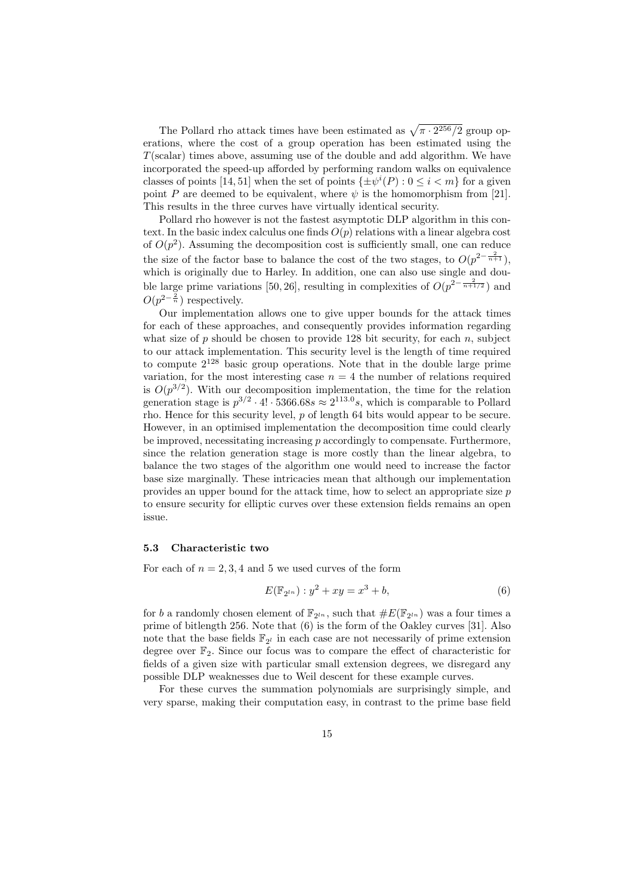The Pollard rho attack times have been estimated as $\sqrt{\pi \cdot 2^{256}/2}$ group operations, where the cost of a group operation has been estimated using the $T(\text{scalar})$ times above, assuming use of the double and add algorithm. We have incorporated the speed-up afforded by performing random walks on equivalence classes of points [14, 51] when the set of points $\{\pm\psi^i(P) : 0 \leq i < m\}$ for a given point $P$ are deemed to be equivalent, where $\psi$ is the homomorphism from [21]. This results in the three curves have virtually identical security.

Pollard rho however is not the fastest asymptotic DLP algorithm in this context. In the basic index calculus one finds $O(p)$ relations with a linear algebra cost of $O(p^2)$. Assuming the decomposition cost is sufficiently small, one can reduce the size of the factor base to balance the cost of the two stages, to $O(p^{2-\frac{2}{n+1}})$, which is originally due to Harley. In addition, one can also use single and double large prime variations [50, 26], resulting in complexities of $O(p^{2-\frac{2}{n+1/2}})$ and $O(p^{2-\frac{2}{n}})$ respectively.

Our implementation allows one to give upper bounds for the attack times for each of these approaches, and consequently provides information regarding what size of $p$ should be chosen to provide 128 bit security, for each $n$, subject to our attack implementation. This security level is the length of time required to compute $2^{128}$ basic group operations. Note that in the double large prime variation, for the most interesting case $n = 4$ the number of relations required is $O(p^{3/2})$. With our decomposition implementation, the time for the relation generation stage is $p^{3/2} \cdot 4! \cdot 5366.68s \approx 2^{113.0}s$, which is comparable to Pollard rho. Hence for this security level, $p$ of length 64 bits would appear to be secure. However, in an optimised implementation the decomposition time could clearly be improved, necessitating increasing $p$ accordingly to compensate. Furthermore, since the relation generation stage is more costly than the linear algebra, to balance the two stages of the algorithm one would need to increase the factor base size marginally. These intricacies mean that although our implementation provides an upper bound for the attack time, how to select an appropriate size $p$ to ensure security for elliptic curves over these extension fields remains an open issue.

### 5.3 Characteristic two

For each of $n = 2, 3, 4$ and 5 we used curves of the form

$$E(\mathbb{F}_{2^{ln}}) : y^2 + xy = x^3 + b, \tag{6}$$

for $b$ a randomly chosen element of $\mathbb{F}_{2^{ln}}$, such that $\#E(\mathbb{F}_{2^{ln}})$ was a four times a prime of bitlength 256. Note that (6) is the form of the Oakley curves [31]. Also note that the base fields $\mathbb{F}_{2^l}$ in each case are not necessarily of prime extension degree over $\mathbb{F}_2$. Since our focus was to compare the effect of characteristic for fields of a given size with particular small extension degrees, we disregard any possible DLP weaknesses due to Weil descent for these example curves.

For these curves the summation polynomials are surprisingly simple, and very sparse, making their computation easy, in contrast to the prime base field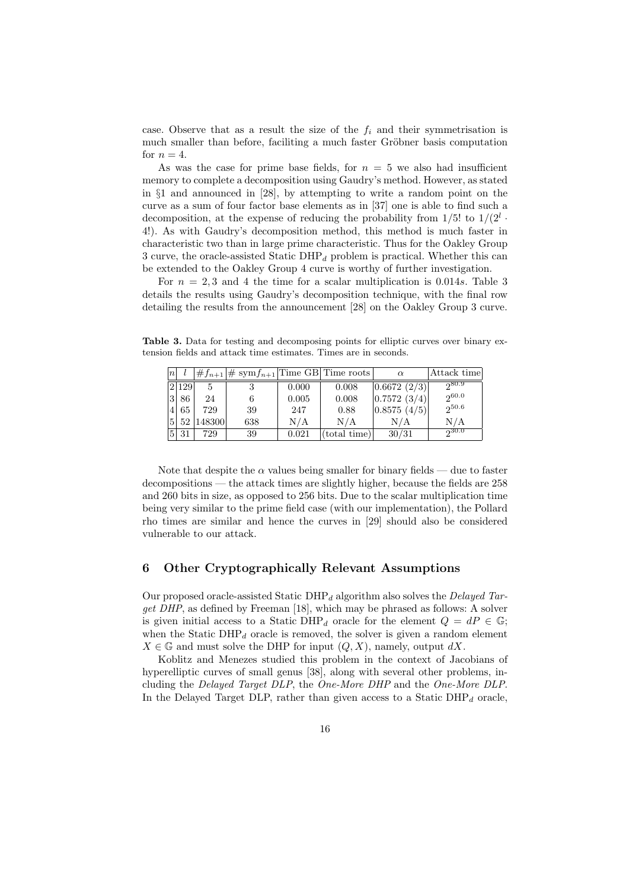case. Observe that as a result the size of the $f_i$ and their symmetrisation is much smaller than before, faciliting a much faster Gröbner basis computation for $n = 4$.

As was the case for prime base fields, for $n = 5$ we also had insufficient memory to complete a decomposition using Gaudry's method. However, as stated in §1 and announced in [28], by attempting to write a random point on the curve as a sum of four factor base elements as in [37] one is able to find such a decomposition, at the expense of reducing the probability from $1/5!$ to $1/(2^l \cdot 4!)$. As with Gaudry's decomposition method, this method is much faster in characteristic two than in large prime characteristic. Thus for the Oakley Group 3 curve, the oracle-assisted Static $\mathrm{DHP}_d$ problem is practical. Whether this can be extended to the Oakley Group 4 curve is worthy of further investigation.

For $n = 2, 3$ and 4 the time for a scalar multiplication is $0.014s$. Table 3 details the results using Gaudry's decomposition technique, with the final row detailing the results from the announcement [28] on the Oakley Group 3 curve.

**Table 3.** Data for testing and decomposing points for elliptic curves over binary extension fields and attack time estimates. Times are in seconds.

| $n$ | $l$ | $\#f_{n+1}$ | $\#\ \mathrm{sym}f_{n+1}$ | Time GB | Time roots | $\alpha$ | Attack time |
|---|---|---|---|---|---|---|---|
| 2 | 129 | 5 | 3 | 0.000 | 0.008 | 0.6672 (2/3) | $2^{80.9}$ |
| 3 | 86 | 24 | 6 | 0.005 | 0.008 | 0.7572 (3/4) | $2^{60.0}$ |
| 4 | 65 | 729 | 39 | 247 | 0.88 | 0.8575 (4/5) | $2^{50.6}$ |
| 5 | 52 | 148300 | 638 | N/A | N/A | N/A | N/A |
| 5 | 31 | 729 | 39 | 0.021 | (total time) | 30/31 | $2^{30.0}$ |

Note that despite the $\alpha$ values being smaller for binary fields — due to faster decompositions — the attack times are slightly higher, because the fields are 258 and 260 bits in size, as opposed to 256 bits. Due to the scalar multiplication time being very similar to the prime field case (with our implementation), the Pollard rho times are similar and hence the curves in [29] should also be considered vulnerable to our attack.

## 6 Other Cryptographically Relevant Assumptions

Our proposed oracle-assisted Static $\mathrm{DHP}_d$ algorithm also solves the *Delayed Target DHP*, as defined by Freeman [18], which may be phrased as follows: A solver is given initial access to a Static $\mathrm{DHP}_d$ oracle for the element $Q = dP \in \mathbb{G}$; when the Static $\mathrm{DHP}_d$ oracle is removed, the solver is given a random element $X \in \mathbb{G}$ and must solve the DHP for input $(Q, X)$, namely, output $dX$.

Koblitz and Menezes studied this problem in the context of Jacobians of hyperelliptic curves of small genus [38], along with several other problems, including the *Delayed Target DLP*, the *One-More DHP* and the *One-More DLP*. In the Delayed Target DLP, rather than given access to a Static $\mathrm{DHP}_d$ oracle,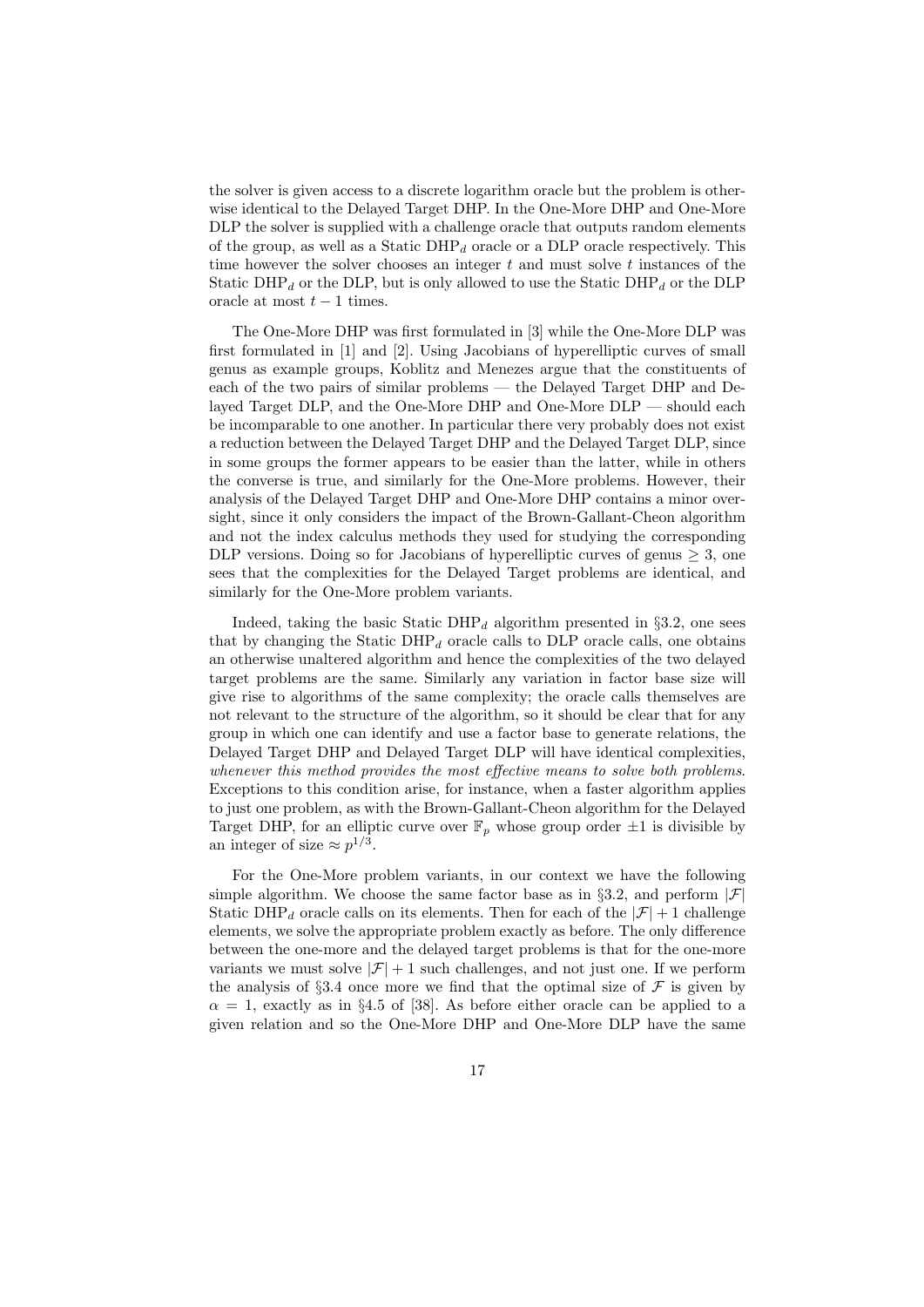the solver is given access to a discrete logarithm oracle but the problem is otherwise identical to the Delayed Target DHP. In the One-More DHP and One-More DLP the solver is supplied with a challenge oracle that outputs random elements of the group, as well as a Static $\mathrm{DHP}_d$ oracle or a DLP oracle respectively. This time however the solver chooses an integer $t$ and must solve $t$ instances of the Static $\mathrm{DHP}_d$ or the DLP, but is only allowed to use the Static $\mathrm{DHP}_d$ or the DLP oracle at most $t-1$ times.

The One-More DHP was first formulated in [3] while the One-More DLP was first formulated in [1] and [2]. Using Jacobians of hyperelliptic curves of small genus as example groups, Koblitz and Menezes argue that the constituents of each of the two pairs of similar problems — the Delayed Target DHP and Delayed Target DLP, and the One-More DHP and One-More DLP — should each be incomparable to one another. In particular there very probably does not exist a reduction between the Delayed Target DHP and the Delayed Target DLP, since in some groups the former appears to be easier than the latter, while in others the converse is true, and similarly for the One-More problems. However, their analysis of the Delayed Target DHP and One-More DHP contains a minor oversight, since it only considers the impact of the Brown-Gallant-Cheon algorithm and not the index calculus methods they used for studying the corresponding DLP versions. Doing so for Jacobians of hyperelliptic curves of genus $\geq 3$, one sees that the complexities for the Delayed Target problems are identical, and similarly for the One-More problem variants.

Indeed, taking the basic Static $\mathrm{DHP}_d$ algorithm presented in §3.2, one sees that by changing the Static $\mathrm{DHP}_d$ oracle calls to DLP oracle calls, one obtains an otherwise unaltered algorithm and hence the complexities of the two delayed target problems are the same. Similarly any variation in factor base size will give rise to algorithms of the same complexity; the oracle calls themselves are not relevant to the structure of the algorithm, so it should be clear that for any group in which one can identify and use a factor base to generate relations, the Delayed Target DHP and Delayed Target DLP will have identical complexities, *whenever this method provides the most effective means to solve both problems*. Exceptions to this condition arise, for instance, when a faster algorithm applies to just one problem, as with the Brown-Gallant-Cheon algorithm for the Delayed Target DHP, for an elliptic curve over $\mathbb{F}_p$ whose group order $\pm 1$ is divisible by an integer of size $\approx p^{1/3}$.

For the One-More problem variants, in our context we have the following simple algorithm. We choose the same factor base as in §3.2, and perform $|\mathcal{F}|$ Static $\mathrm{DHP}_d$ oracle calls on its elements. Then for each of the $|\mathcal{F}|+1$ challenge elements, we solve the appropriate problem exactly as before. The only difference between the one-more and the delayed target problems is that for the one-more variants we must solve $|\mathcal{F}|+1$ such challenges, and not just one. If we perform the analysis of §3.4 once more we find that the optimal size of $\mathcal{F}$ is given by $\alpha = 1$, exactly as in §4.5 of [38]. As before either oracle can be applied to a given relation and so the One-More DHP and One-More DLP have the same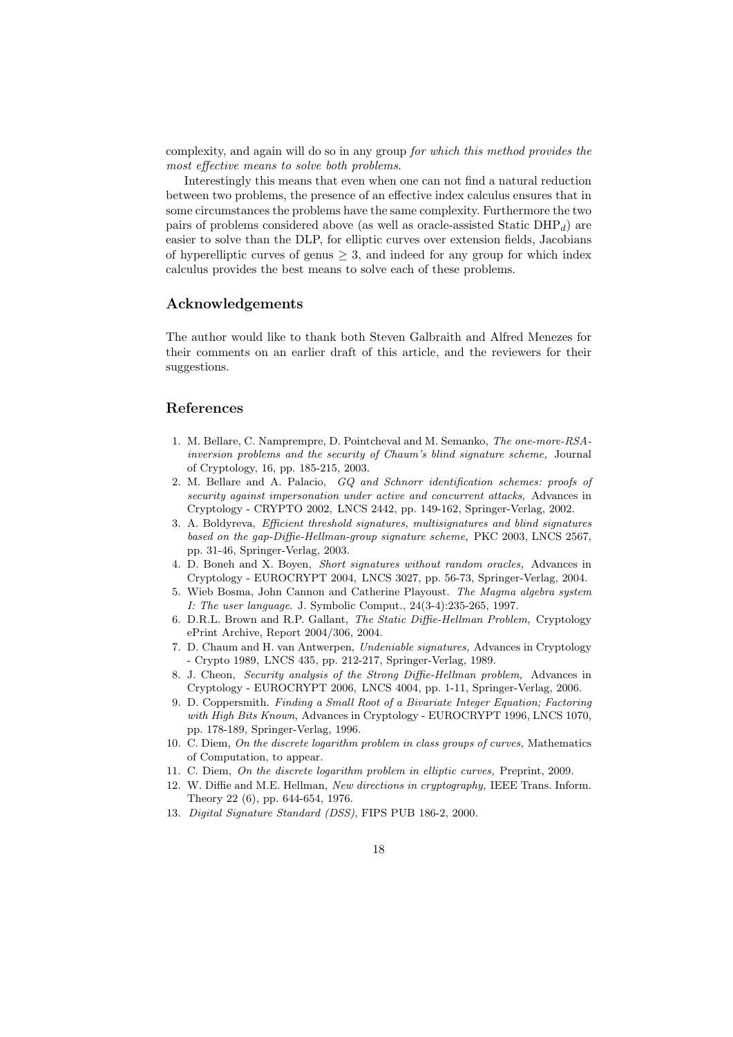complexity, and again will do so in any group *for which this method provides the most effective means to solve both problems*.

Interestingly this means that even when one can not find a natural reduction between two problems, the presence of an effective index calculus ensures that in some circumstances the problems have the same complexity. Furthermore the two pairs of problems considered above (as well as oracle-assisted Static $\text{DHP}_d$) are easier to solve than the DLP, for elliptic curves over extension fields, Jacobians of hyperelliptic curves of genus $\geq 3$, and indeed for any group for which index calculus provides the best means to solve each of these problems.

## Acknowledgements

The author would like to thank both Steven Galbraith and Alfred Menezes for their comments on an earlier draft of this article, and the reviewers for their suggestions.

## References

1. M. Bellare, C. Namprempre, D. Pointcheval and M. Semanko, *The one-more-RSA-inversion problems and the security of Chaum's blind signature scheme,* Journal of Cryptology, 16, pp. 185-215, 2003.
2. M. Bellare and A. Palacio, *GQ and Schnorr identification schemes: proofs of security against impersonation under active and concurrent attacks,* Advances in Cryptology - CRYPTO 2002, LNCS 2442, pp. 149-162, Springer-Verlag, 2002.
3. A. Boldyreva, *Efficient threshold signatures, multisignatures and blind signatures based on the gap-Diffie-Hellman-group signature scheme,* PKC 2003, LNCS 2567, pp. 31-46, Springer-Verlag, 2003.
4. D. Boneh and X. Boyen, *Short signatures without random oracles,* Advances in Cryptology - EUROCRYPT 2004, LNCS 3027, pp. 56-73, Springer-Verlag, 2004.
5. Wieb Bosma, John Cannon and Catherine Playoust. *The Magma algebra system I: The user language.* J. Symbolic Comput., 24(3-4):235-265, 1997.
6. D.R.L. Brown and R.P. Gallant, *The Static Diffie-Hellman Problem,* Cryptology ePrint Archive, Report 2004/306, 2004.
7. D. Chaum and H. van Antwerpen, *Undeniable signatures,* Advances in Cryptology - Crypto 1989, LNCS 435, pp. 212-217, Springer-Verlag, 1989.
8. J. Cheon, *Security analysis of the Strong Diffie-Hellman problem,* Advances in Cryptology - EUROCRYPT 2006, LNCS 4004, pp. 1-11, Springer-Verlag, 2006.
9. D. Coppersmith. *Finding a Small Root of a Bivariate Integer Equation; Factoring with High Bits Known*, Advances in Cryptology - EUROCRYPT 1996, LNCS 1070, pp. 178-189, Springer-Verlag, 1996.
10. C. Diem, *On the discrete logarithm problem in class groups of curves,* Mathematics of Computation, to appear.
11. C. Diem, *On the discrete logarithm problem in elliptic curves,* Preprint, 2009.
12. W. Diffie and M.E. Hellman, *New directions in cryptography,* IEEE Trans. Inform. Theory 22 (6), pp. 644-654, 1976.
13. *Digital Signature Standard (DSS)*, FIPS PUB 186-2, 2000.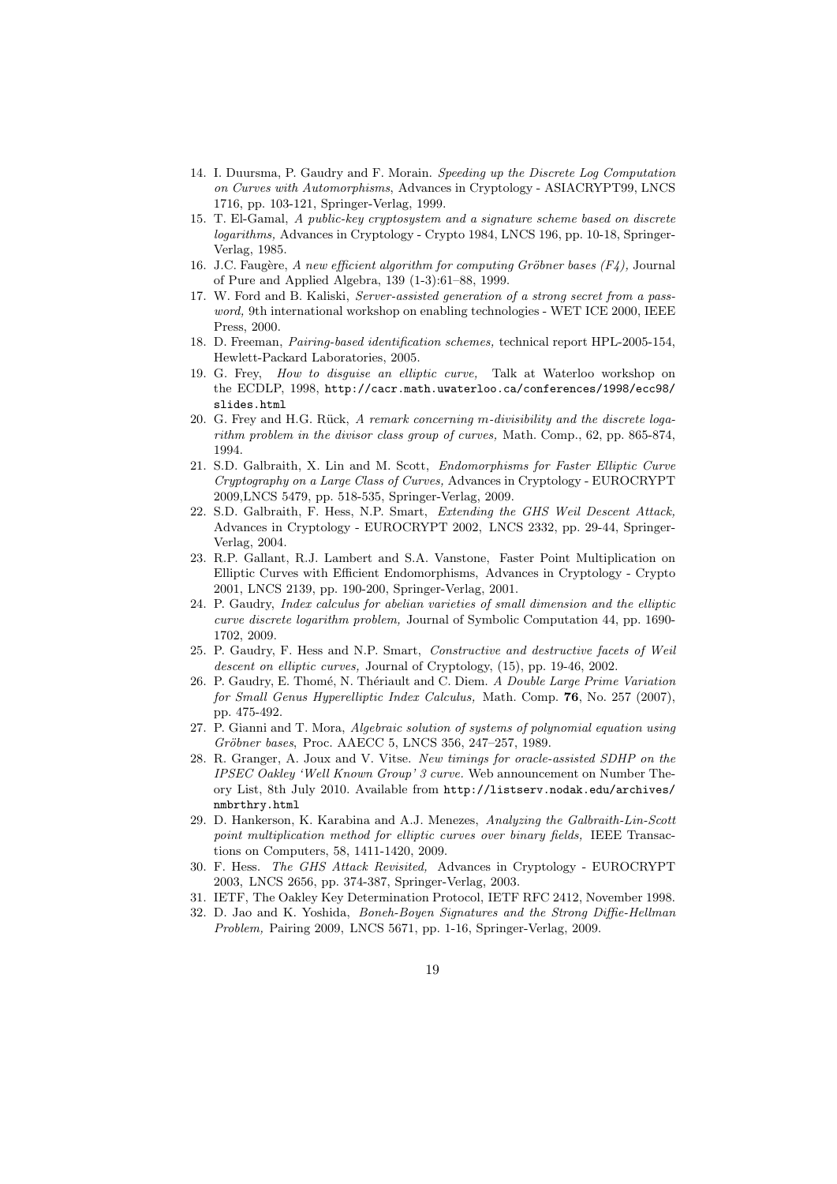14. I. Duursma, P. Gaudry and F. Morain. *Speeding up the Discrete Log Computation on Curves with Automorphisms*, Advances in Cryptology - ASIACRYPT99, LNCS 1716, pp. 103-121, Springer-Verlag, 1999.
15. T. El-Gamal, *A public-key cryptosystem and a signature scheme based on discrete logarithms,* Advances in Cryptology - Crypto 1984, LNCS 196, pp. 10-18, Springer-Verlag, 1985.
16. J.C. Faugère, *A new efficient algorithm for computing Gröbner bases (F4),* Journal of Pure and Applied Algebra, 139 (1-3):61–88, 1999.
17. W. Ford and B. Kaliski, *Server-assisted generation of a strong secret from a password,* 9th international workshop on enabling technologies - WET ICE 2000, IEEE Press, 2000.
18. D. Freeman, *Pairing-based identification schemes,* technical report HPL-2005-154, Hewlett-Packard Laboratories, 2005.
19. G. Frey, *How to disguise an elliptic curve,* Talk at Waterloo workshop on the ECDLP, 1998, `http://cacr.math.uwaterloo.ca/conferences/1998/ecc98/slides.html`
20. G. Frey and H.G. Rück, *A remark concerning m-divisibility and the discrete logarithm problem in the divisor class group of curves,* Math. Comp., 62, pp. 865-874, 1994.
21. S.D. Galbraith, X. Lin and M. Scott, *Endomorphisms for Faster Elliptic Curve Cryptography on a Large Class of Curves,* Advances in Cryptology - EUROCRYPT 2009,LNCS 5479, pp. 518-535, Springer-Verlag, 2009.
22. S.D. Galbraith, F. Hess, N.P. Smart, *Extending the GHS Weil Descent Attack,* Advances in Cryptology - EUROCRYPT 2002, LNCS 2332, pp. 29-44, Springer-Verlag, 2004.
23. R.P. Gallant, R.J. Lambert and S.A. Vanstone, Faster Point Multiplication on Elliptic Curves with Efficient Endomorphisms, Advances in Cryptology - Crypto 2001, LNCS 2139, pp. 190-200, Springer-Verlag, 2001.
24. P. Gaudry, *Index calculus for abelian varieties of small dimension and the elliptic curve discrete logarithm problem,* Journal of Symbolic Computation 44, pp. 1690-1702, 2009.
25. P. Gaudry, F. Hess and N.P. Smart, *Constructive and destructive facets of Weil descent on elliptic curves,* Journal of Cryptology, (15), pp. 19-46, 2002.
26. P. Gaudry, E. Thomé, N. Thériault and C. Diem. *A Double Large Prime Variation for Small Genus Hyperelliptic Index Calculus,* Math. Comp. **76**, No. 257 (2007), pp. 475-492.
27. P. Gianni and T. Mora, *Algebraic solution of systems of polynomial equation using Gröbner bases*, Proc. AAECC 5, LNCS 356, 247–257, 1989.
28. R. Granger, A. Joux and V. Vitse. *New timings for oracle-assisted SDHP on the IPSEC Oakley 'Well Known Group' 3 curve.* Web announcement on Number Theory List, 8th July 2010. Available from `http://listserv.nodak.edu/archives/nmbrthry.html`
29. D. Hankerson, K. Karabina and A.J. Menezes, *Analyzing the Galbraith-Lin-Scott point multiplication method for elliptic curves over binary fields,* IEEE Transactions on Computers, 58, 1411-1420, 2009.
30. F. Hess. *The GHS Attack Revisited,* Advances in Cryptology - EUROCRYPT 2003, LNCS 2656, pp. 374-387, Springer-Verlag, 2003.
31. IETF, The Oakley Key Determination Protocol, IETF RFC 2412, November 1998.
32. D. Jao and K. Yoshida, *Boneh-Boyen Signatures and the Strong Diffie-Hellman Problem,* Pairing 2009, LNCS 5671, pp. 1-16, Springer-Verlag, 2009.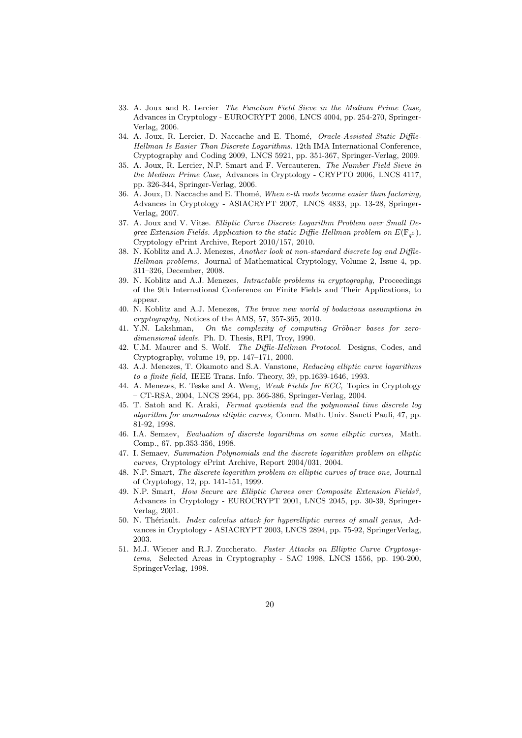33. A. Joux and R. Lercier *The Function Field Sieve in the Medium Prime Case,* Advances in Cryptology - EUROCRYPT 2006, LNCS 4004, pp. 254-270, Springer-Verlag, 2006.
34. A. Joux, R. Lercier, D. Naccache and E. Thomé, *Oracle-Assisted Static Diffie-Hellman Is Easier Than Discrete Logarithms.* 12th IMA International Conference, Cryptography and Coding 2009, LNCS 5921, pp. 351-367, Springer-Verlag, 2009.
35. A. Joux, R. Lercier, N.P. Smart and F. Vercauteren, *The Number Field Sieve in the Medium Prime Case,* Advances in Cryptology - CRYPTO 2006, LNCS 4117, pp. 326-344, Springer-Verlag, 2006.
36. A. Joux, D. Naccache and E. Thomé, *When e-th roots become easier than factoring,* Advances in Cryptology - ASIACRYPT 2007, LNCS 4833, pp. 13-28, Springer-Verlag, 2007.
37. A. Joux and V. Vitse. *Elliptic Curve Discrete Logarithm Problem over Small Degree Extension Fields. Application to the static Diffie-Hellman problem on $E(\mathbb{F}_{q^5})$,* Cryptology ePrint Archive, Report 2010/157, 2010.
38. N. Koblitz and A.J. Menezes, *Another look at non-standard discrete log and Diffie-Hellman problems,* Journal of Mathematical Cryptology, Volume 2, Issue 4, pp. 311–326, December, 2008.
39. N. Koblitz and A.J. Menezes, *Intractable problems in cryptography,* Proceedings of the 9th International Conference on Finite Fields and Their Applications, to appear.
40. N. Koblitz and A.J. Menezes, *The brave new world of bodacious assumptions in cryptography,* Notices of the AMS, 57, 357-365, 2010.
41. Y.N. Lakshman, *On the complexity of computing Gröbner bases for zero-dimensional ideals.* Ph. D. Thesis, RPI, Troy, 1990.
42. U.M. Maurer and S. Wolf. *The Diffie-Hellman Protocol.* Designs, Codes, and Cryptography, volume 19, pp. 147–171, 2000.
43. A.J. Menezes, T. Okamoto and S.A. Vanstone, *Reducing elliptic curve logarithms to a finite field,* IEEE Trans. Info. Theory, 39, pp.1639-1646, 1993.
44. A. Menezes, E. Teske and A. Weng, *Weak Fields for ECC,* Topics in Cryptology – CT-RSA, 2004, LNCS 2964, pp. 366-386, Springer-Verlag, 2004.
45. T. Satoh and K. Araki, *Fermat quotients and the polynomial time discrete log algorithm for anomalous elliptic curves,* Comm. Math. Univ. Sancti Pauli, 47, pp. 81-92, 1998.
46. I.A. Semaev, *Evaluation of discrete logarithms on some elliptic curves,* Math. Comp., 67, pp.353-356, 1998.
47. I. Semaev, *Summation Polynomials and the discrete logarithm problem on elliptic curves,* Cryptology ePrint Archive, Report 2004/031, 2004.
48. N.P. Smart, *The discrete logarithm problem on elliptic curves of trace one,* Journal of Cryptology, 12, pp. 141-151, 1999.
49. N.P. Smart, *How Secure are Elliptic Curves over Composite Extension Fields?,* Advances in Cryptology - EUROCRYPT 2001, LNCS 2045, pp. 30-39, Springer-Verlag, 2001.
50. N. Thériault. *Index calculus attack for hyperelliptic curves of small genus,* Advances in Cryptology - ASIACRYPT 2003, LNCS 2894, pp. 75-92, SpringerVerlag, 2003.
51. M.J. Wiener and R.J. Zuccherato. *Faster Attacks on Elliptic Curve Cryptosystems,* Selected Areas in Cryptography - SAC 1998, LNCS 1556, pp. 190-200, SpringerVerlag, 1998.